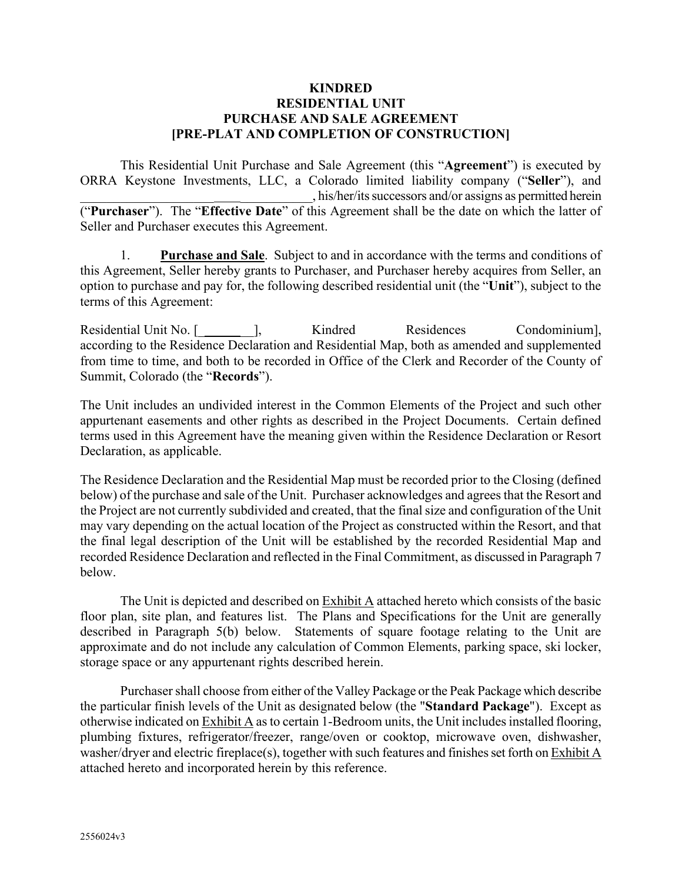**KINDRED**
**RESIDENTIAL UNIT**
**PURCHASE AND SALE AGREEMENT**
**[PRE-PLAT AND COMPLETION OF CONSTRUCTION]**

This Residential Unit Purchase and Sale Agreement (this "**Agreement**") is executed by ORRA Keystone Investments, LLC, a Colorado limited liability company ("**Seller**"), and \_\_\_\_\_\_\_\_\_\_\_\_\_\_\_\_\_\_\_\_\_\_\_\_\_\_\_\_\_\_\_\_\_, his/her/its successors and/or assigns as permitted herein ("**Purchaser**"). The "**Effective Date**" of this Agreement shall be the date on which the latter of Seller and Purchaser executes this Agreement.

1. **Purchase and Sale**. Subject to and in accordance with the terms and conditions of this Agreement, Seller hereby grants to Purchaser, and Purchaser hereby acquires from Seller, an option to purchase and pay for, the following described residential unit (the "**Unit**"), subject to the terms of this Agreement:

Residential Unit No. [\_\_\_\_\_\_\_], Kindred Residences Condominium], according to the Residence Declaration and Residential Map, both as amended and supplemented from time to time, and both to be recorded in Office of the Clerk and Recorder of the County of Summit, Colorado (the "**Records**").

The Unit includes an undivided interest in the Common Elements of the Project and such other appurtenant easements and other rights as described in the Project Documents. Certain defined terms used in this Agreement have the meaning given within the Residence Declaration or Resort Declaration, as applicable.

The Residence Declaration and the Residential Map must be recorded prior to the Closing (defined below) of the purchase and sale of the Unit. Purchaser acknowledges and agrees that the Resort and the Project are not currently subdivided and created, that the final size and configuration of the Unit may vary depending on the actual location of the Project as constructed within the Resort, and that the final legal description of the Unit will be established by the recorded Residential Map and recorded Residence Declaration and reflected in the Final Commitment, as discussed in Paragraph 7 below.

The Unit is depicted and described on Exhibit A attached hereto which consists of the basic floor plan, site plan, and features list. The Plans and Specifications for the Unit are generally described in Paragraph 5(b) below. Statements of square footage relating to the Unit are approximate and do not include any calculation of Common Elements, parking space, ski locker, storage space or any appurtenant rights described herein.

Purchaser shall choose from either of the Valley Package or the Peak Package which describe the particular finish levels of the Unit as designated below (the "**Standard Package**"). Except as otherwise indicated on Exhibit A as to certain 1-Bedroom units, the Unit includes installed flooring, plumbing fixtures, refrigerator/freezer, range/oven or cooktop, microwave oven, dishwasher, washer/dryer and electric fireplace(s), together with such features and finishes set forth on Exhibit A attached hereto and incorporated herein by this reference.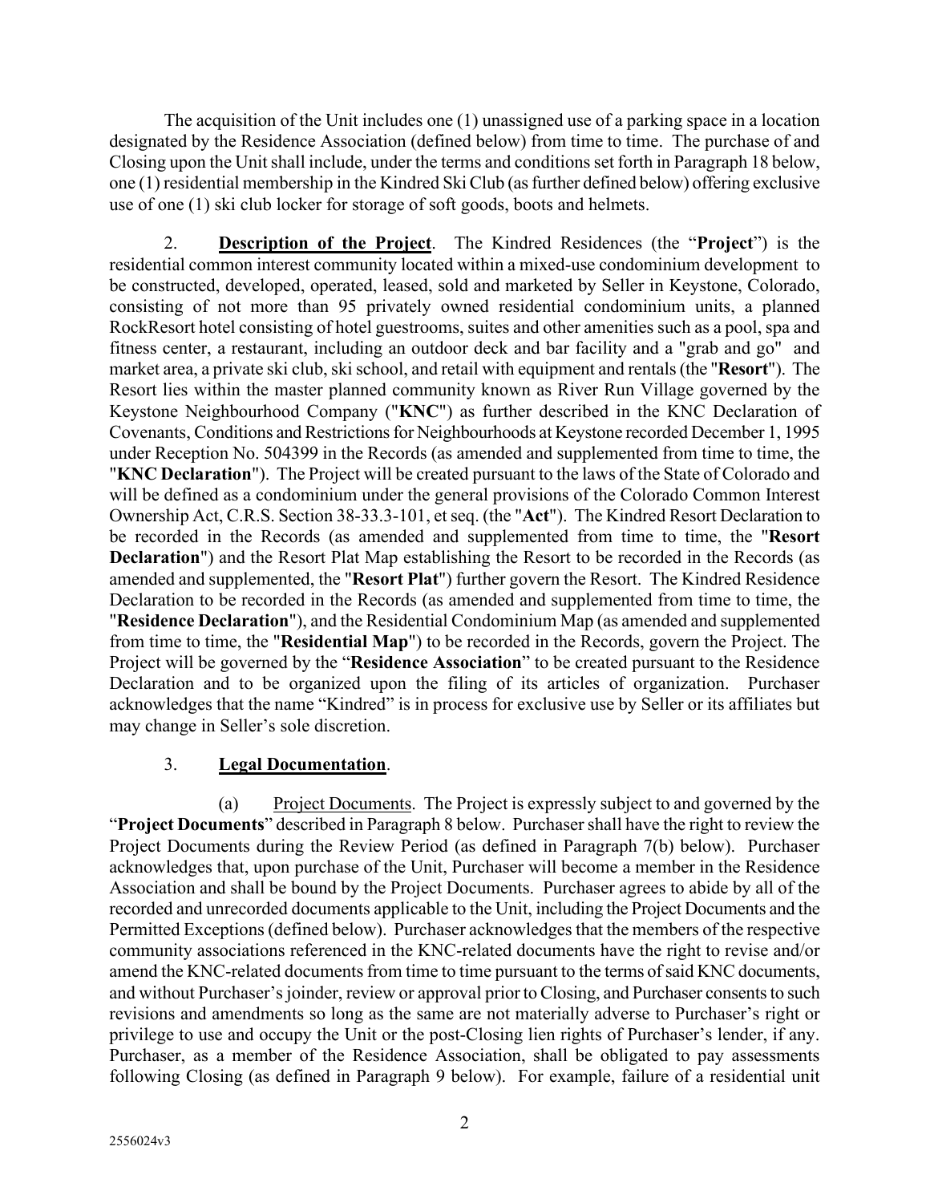The acquisition of the Unit includes one (1) unassigned use of a parking space in a location designated by the Residence Association (defined below) from time to time. The purchase of and Closing upon the Unit shall include, under the terms and conditions set forth in Paragraph 18 below, one (1) residential membership in the Kindred Ski Club (as further defined below) offering exclusive use of one (1) ski club locker for storage of soft goods, boots and helmets.

2. **<u>Description of the Project</u>**. The Kindred Residences (the "**Project**") is the residential common interest community located within a mixed-use condominium development to be constructed, developed, operated, leased, sold and marketed by Seller in Keystone, Colorado, consisting of not more than 95 privately owned residential condominium units, a planned RockResort hotel consisting of hotel guestrooms, suites and other amenities such as a pool, spa and fitness center, a restaurant, including an outdoor deck and bar facility and a "grab and go" and market area, a private ski club, ski school, and retail with equipment and rentals (the "**Resort**"). The Resort lies within the master planned community known as River Run Village governed by the Keystone Neighbourhood Company ("**KNC**") as further described in the KNC Declaration of Covenants, Conditions and Restrictions for Neighbourhoods at Keystone recorded December 1, 1995 under Reception No. 504399 in the Records (as amended and supplemented from time to time, the "**KNC Declaration**"). The Project will be created pursuant to the laws of the State of Colorado and will be defined as a condominium under the general provisions of the Colorado Common Interest Ownership Act, C.R.S. Section 38-33.3-101, et seq. (the "**Act**"). The Kindred Resort Declaration to be recorded in the Records (as amended and supplemented from time to time, the "**Resort Declaration**") and the Resort Plat Map establishing the Resort to be recorded in the Records (as amended and supplemented, the "**Resort Plat**") further govern the Resort. The Kindred Residence Declaration to be recorded in the Records (as amended and supplemented from time to time, the "**Residence Declaration**"), and the Residential Condominium Map (as amended and supplemented from time to time, the "**Residential Map**") to be recorded in the Records, govern the Project. The Project will be governed by the "**Residence Association**" to be created pursuant to the Residence Declaration and to be organized upon the filing of its articles of organization. Purchaser acknowledges that the name "Kindred" is in process for exclusive use by Seller or its affiliates but may change in Seller's sole discretion.

3. **<u>Legal Documentation</u>**.

(a) <u>Project Documents</u>. The Project is expressly subject to and governed by the "**Project Documents**" described in Paragraph 8 below. Purchaser shall have the right to review the Project Documents during the Review Period (as defined in Paragraph 7(b) below). Purchaser acknowledges that, upon purchase of the Unit, Purchaser will become a member in the Residence Association and shall be bound by the Project Documents. Purchaser agrees to abide by all of the recorded and unrecorded documents applicable to the Unit, including the Project Documents and the Permitted Exceptions (defined below). Purchaser acknowledges that the members of the respective community associations referenced in the KNC-related documents have the right to revise and/or amend the KNC-related documents from time to time pursuant to the terms of said KNC documents, and without Purchaser's joinder, review or approval prior to Closing, and Purchaser consents to such revisions and amendments so long as the same are not materially adverse to Purchaser's right or privilege to use and occupy the Unit or the post-Closing lien rights of Purchaser's lender, if any. Purchaser, as a member of the Residence Association, shall be obligated to pay assessments following Closing (as defined in Paragraph 9 below). For example, failure of a residential unit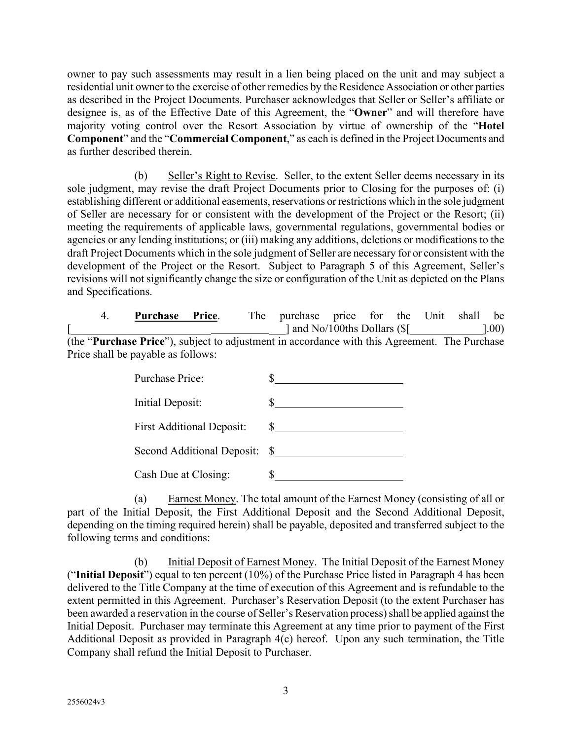owner to pay such assessments may result in a lien being placed on the unit and may subject a residential unit owner to the exercise of other remedies by the Residence Association or other parties as described in the Project Documents. Purchaser acknowledges that Seller or Seller's affiliate or designee is, as of the Effective Date of this Agreement, the "**Owner**" and will therefore have majority voting control over the Resort Association by virtue of ownership of the "**Hotel Component**" and the "**Commercial Component**," as each is defined in the Project Documents and as further described therein.

(b) Seller's Right to Revise. Seller, to the extent Seller deems necessary in its sole judgment, may revise the draft Project Documents prior to Closing for the purposes of: (i) establishing different or additional easements, reservations or restrictions which in the sole judgment of Seller are necessary for or consistent with the development of the Project or the Resort; (ii) meeting the requirements of applicable laws, governmental regulations, governmental bodies or agencies or any lending institutions; or (iii) making any additions, deletions or modifications to the draft Project Documents which in the sole judgment of Seller are necessary for or consistent with the development of the Project or the Resort. Subject to Paragraph 5 of this Agreement, Seller's revisions will not significantly change the size or configuration of the Unit as depicted on the Plans and Specifications.

4. **Purchase Price**. The purchase price for the Unit shall be [\_\_\_\_\_\_\_\_\_\_\_\_\_\_\_\_\_\_\_\_\_\_\_\_\_\_\_\_\_\_\_\_\_\_\_\_\_\_] and No/100ths Dollars ($[\_\_\_\_\_\_\_\_\_\_\_\_\_\_].00) (the "**Purchase Price**"), subject to adjustment in accordance with this Agreement. The Purchase Price shall be payable as follows:

| | |
|---|---|
| Purchase Price: | $\_\_\_\_\_\_\_\_\_\_\_\_\_\_\_\_\_\_\_\_\_\_ |
| Initial Deposit: | $\_\_\_\_\_\_\_\_\_\_\_\_\_\_\_\_\_\_\_\_\_\_ |
| First Additional Deposit: | $\_\_\_\_\_\_\_\_\_\_\_\_\_\_\_\_\_\_\_\_\_\_ |
| Second Additional Deposit: | $\_\_\_\_\_\_\_\_\_\_\_\_\_\_\_\_\_\_\_\_\_\_ |
| Cash Due at Closing: | $\_\_\_\_\_\_\_\_\_\_\_\_\_\_\_\_\_\_\_\_\_\_ |

(a) Earnest Money. The total amount of the Earnest Money (consisting of all or part of the Initial Deposit, the First Additional Deposit and the Second Additional Deposit, depending on the timing required herein) shall be payable, deposited and transferred subject to the following terms and conditions:

(b) Initial Deposit of Earnest Money. The Initial Deposit of the Earnest Money ("**Initial Deposit**") equal to ten percent (10%) of the Purchase Price listed in Paragraph 4 has been delivered to the Title Company at the time of execution of this Agreement and is refundable to the extent permitted in this Agreement. Purchaser's Reservation Deposit (to the extent Purchaser has been awarded a reservation in the course of Seller's Reservation process) shall be applied against the Initial Deposit. Purchaser may terminate this Agreement at any time prior to payment of the First Additional Deposit as provided in Paragraph 4(c) hereof. Upon any such termination, the Title Company shall refund the Initial Deposit to Purchaser.

2556024v3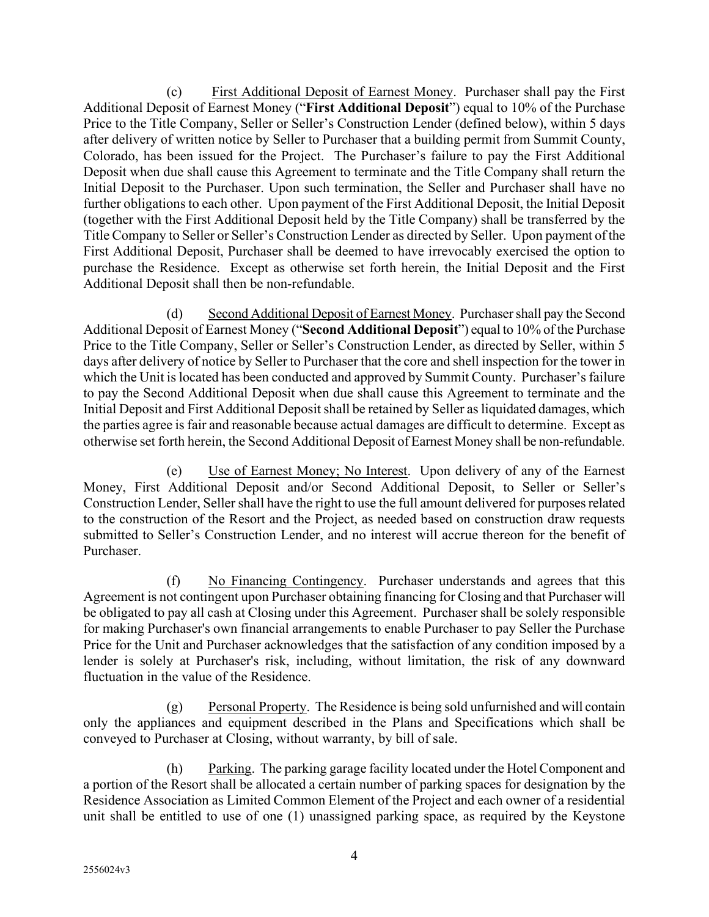(c) First Additional Deposit of Earnest Money. Purchaser shall pay the First Additional Deposit of Earnest Money ("**First Additional Deposit**") equal to 10% of the Purchase Price to the Title Company, Seller or Seller's Construction Lender (defined below), within 5 days after delivery of written notice by Seller to Purchaser that a building permit from Summit County, Colorado, has been issued for the Project. The Purchaser's failure to pay the First Additional Deposit when due shall cause this Agreement to terminate and the Title Company shall return the Initial Deposit to the Purchaser. Upon such termination, the Seller and Purchaser shall have no further obligations to each other. Upon payment of the First Additional Deposit, the Initial Deposit (together with the First Additional Deposit held by the Title Company) shall be transferred by the Title Company to Seller or Seller's Construction Lender as directed by Seller. Upon payment of the First Additional Deposit, Purchaser shall be deemed to have irrevocably exercised the option to purchase the Residence. Except as otherwise set forth herein, the Initial Deposit and the First Additional Deposit shall then be non-refundable.

(d) Second Additional Deposit of Earnest Money. Purchaser shall pay the Second Additional Deposit of Earnest Money ("**Second Additional Deposit**") equal to 10% of the Purchase Price to the Title Company, Seller or Seller's Construction Lender, as directed by Seller, within 5 days after delivery of notice by Seller to Purchaser that the core and shell inspection for the tower in which the Unit is located has been conducted and approved by Summit County. Purchaser's failure to pay the Second Additional Deposit when due shall cause this Agreement to terminate and the Initial Deposit and First Additional Deposit shall be retained by Seller as liquidated damages, which the parties agree is fair and reasonable because actual damages are difficult to determine. Except as otherwise set forth herein, the Second Additional Deposit of Earnest Money shall be non-refundable.

(e) Use of Earnest Money; No Interest. Upon delivery of any of the Earnest Money, First Additional Deposit and/or Second Additional Deposit, to Seller or Seller's Construction Lender, Seller shall have the right to use the full amount delivered for purposes related to the construction of the Resort and the Project, as needed based on construction draw requests submitted to Seller's Construction Lender, and no interest will accrue thereon for the benefit of Purchaser.

(f) No Financing Contingency. Purchaser understands and agrees that this Agreement is not contingent upon Purchaser obtaining financing for Closing and that Purchaser will be obligated to pay all cash at Closing under this Agreement. Purchaser shall be solely responsible for making Purchaser's own financial arrangements to enable Purchaser to pay Seller the Purchase Price for the Unit and Purchaser acknowledges that the satisfaction of any condition imposed by a lender is solely at Purchaser's risk, including, without limitation, the risk of any downward fluctuation in the value of the Residence.

(g) Personal Property. The Residence is being sold unfurnished and will contain only the appliances and equipment described in the Plans and Specifications which shall be conveyed to Purchaser at Closing, without warranty, by bill of sale.

(h) Parking. The parking garage facility located under the Hotel Component and a portion of the Resort shall be allocated a certain number of parking spaces for designation by the Residence Association as Limited Common Element of the Project and each owner of a residential unit shall be entitled to use of one (1) unassigned parking space, as required by the Keystone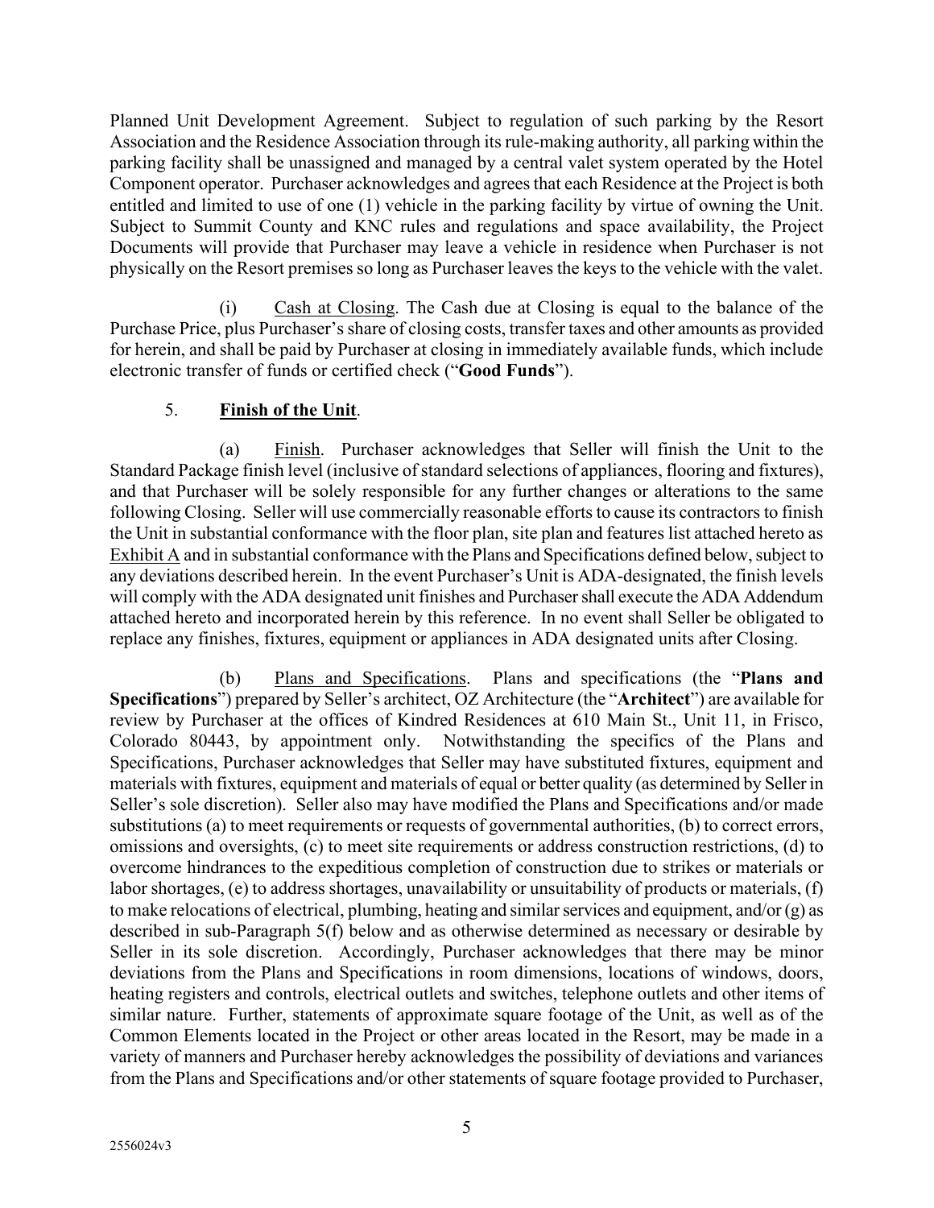Planned Unit Development Agreement. Subject to regulation of such parking by the Resort Association and the Residence Association through its rule-making authority, all parking within the parking facility shall be unassigned and managed by a central valet system operated by the Hotel Component operator. Purchaser acknowledges and agrees that each Residence at the Project is both entitled and limited to use of one (1) vehicle in the parking facility by virtue of owning the Unit. Subject to Summit County and KNC rules and regulations and space availability, the Project Documents will provide that Purchaser may leave a vehicle in residence when Purchaser is not physically on the Resort premises so long as Purchaser leaves the keys to the vehicle with the valet.

(i) Cash at Closing. The Cash due at Closing is equal to the balance of the Purchase Price, plus Purchaser's share of closing costs, transfer taxes and other amounts as provided for herein, and shall be paid by Purchaser at closing in immediately available funds, which include electronic transfer of funds or certified check ("**Good Funds**").

5. **Finish of the Unit**.

(a) Finish. Purchaser acknowledges that Seller will finish the Unit to the Standard Package finish level (inclusive of standard selections of appliances, flooring and fixtures), and that Purchaser will be solely responsible for any further changes or alterations to the same following Closing. Seller will use commercially reasonable efforts to cause its contractors to finish the Unit in substantial conformance with the floor plan, site plan and features list attached hereto as Exhibit A and in substantial conformance with the Plans and Specifications defined below, subject to any deviations described herein. In the event Purchaser's Unit is ADA-designated, the finish levels will comply with the ADA designated unit finishes and Purchaser shall execute the ADA Addendum attached hereto and incorporated herein by this reference. In no event shall Seller be obligated to replace any finishes, fixtures, equipment or appliances in ADA designated units after Closing.

(b) Plans and Specifications. Plans and specifications (the "**Plans and Specifications**") prepared by Seller's architect, OZ Architecture (the "**Architect**") are available for review by Purchaser at the offices of Kindred Residences at 610 Main St., Unit 11, in Frisco, Colorado 80443, by appointment only. Notwithstanding the specifics of the Plans and Specifications, Purchaser acknowledges that Seller may have substituted fixtures, equipment and materials with fixtures, equipment and materials of equal or better quality (as determined by Seller in Seller's sole discretion). Seller also may have modified the Plans and Specifications and/or made substitutions (a) to meet requirements or requests of governmental authorities, (b) to correct errors, omissions and oversights, (c) to meet site requirements or address construction restrictions, (d) to overcome hindrances to the expeditious completion of construction due to strikes or materials or labor shortages, (e) to address shortages, unavailability or unsuitability of products or materials, (f) to make relocations of electrical, plumbing, heating and similar services and equipment, and/or (g) as described in sub-Paragraph 5(f) below and as otherwise determined as necessary or desirable by Seller in its sole discretion. Accordingly, Purchaser acknowledges that there may be minor deviations from the Plans and Specifications in room dimensions, locations of windows, doors, heating registers and controls, electrical outlets and switches, telephone outlets and other items of similar nature. Further, statements of approximate square footage of the Unit, as well as of the Common Elements located in the Project or other areas located in the Resort, may be made in a variety of manners and Purchaser hereby acknowledges the possibility of deviations and variances from the Plans and Specifications and/or other statements of square footage provided to Purchaser,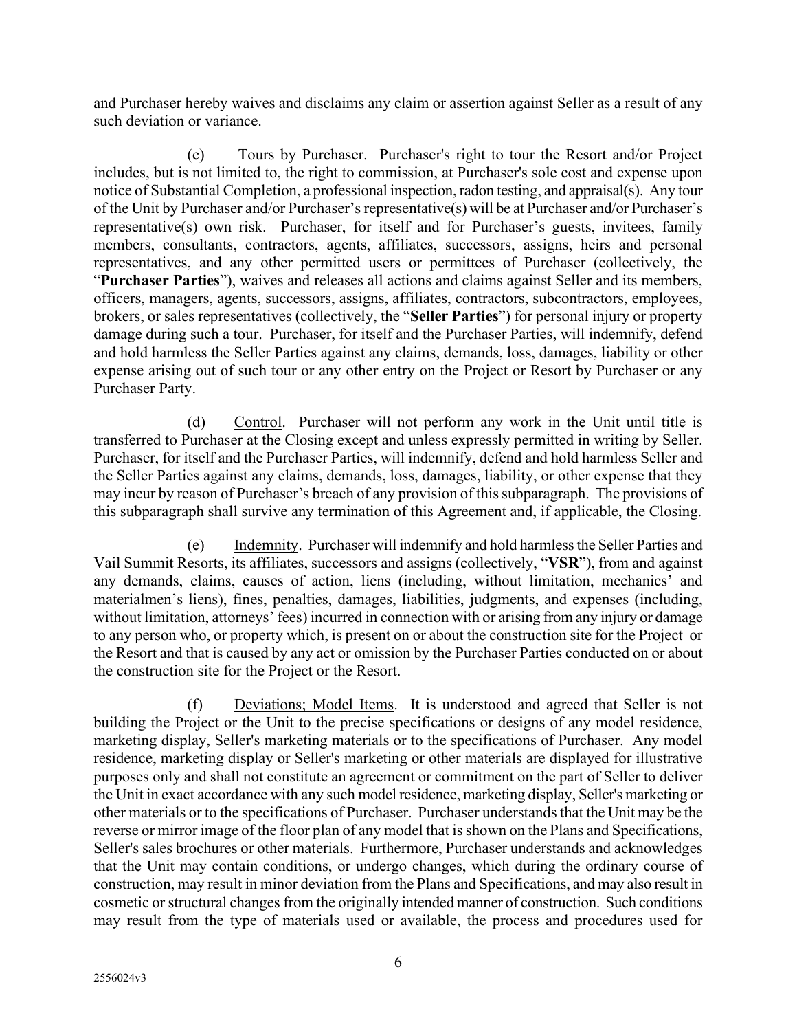and Purchaser hereby waives and disclaims any claim or assertion against Seller as a result of any such deviation or variance.

(c) Tours by Purchaser. Purchaser's right to tour the Resort and/or Project includes, but is not limited to, the right to commission, at Purchaser's sole cost and expense upon notice of Substantial Completion, a professional inspection, radon testing, and appraisal(s). Any tour of the Unit by Purchaser and/or Purchaser's representative(s) will be at Purchaser and/or Purchaser's representative(s) own risk. Purchaser, for itself and for Purchaser's guests, invitees, family members, consultants, contractors, agents, affiliates, successors, assigns, heirs and personal representatives, and any other permitted users or permittees of Purchaser (collectively, the "**Purchaser Parties**"), waives and releases all actions and claims against Seller and its members, officers, managers, agents, successors, assigns, affiliates, contractors, subcontractors, employees, brokers, or sales representatives (collectively, the "**Seller Parties**") for personal injury or property damage during such a tour. Purchaser, for itself and the Purchaser Parties, will indemnify, defend and hold harmless the Seller Parties against any claims, demands, loss, damages, liability or other expense arising out of such tour or any other entry on the Project or Resort by Purchaser or any Purchaser Party.

(d) Control. Purchaser will not perform any work in the Unit until title is transferred to Purchaser at the Closing except and unless expressly permitted in writing by Seller. Purchaser, for itself and the Purchaser Parties, will indemnify, defend and hold harmless Seller and the Seller Parties against any claims, demands, loss, damages, liability, or other expense that they may incur by reason of Purchaser's breach of any provision of this subparagraph. The provisions of this subparagraph shall survive any termination of this Agreement and, if applicable, the Closing.

(e) Indemnity. Purchaser will indemnify and hold harmless the Seller Parties and Vail Summit Resorts, its affiliates, successors and assigns (collectively, "**VSR**"), from and against any demands, claims, causes of action, liens (including, without limitation, mechanics' and materialmen's liens), fines, penalties, damages, liabilities, judgments, and expenses (including, without limitation, attorneys' fees) incurred in connection with or arising from any injury or damage to any person who, or property which, is present on or about the construction site for the Project or the Resort and that is caused by any act or omission by the Purchaser Parties conducted on or about the construction site for the Project or the Resort.

(f) Deviations; Model Items. It is understood and agreed that Seller is not building the Project or the Unit to the precise specifications or designs of any model residence, marketing display, Seller's marketing materials or to the specifications of Purchaser. Any model residence, marketing display or Seller's marketing or other materials are displayed for illustrative purposes only and shall not constitute an agreement or commitment on the part of Seller to deliver the Unit in exact accordance with any such model residence, marketing display, Seller's marketing or other materials or to the specifications of Purchaser. Purchaser understands that the Unit may be the reverse or mirror image of the floor plan of any model that is shown on the Plans and Specifications, Seller's sales brochures or other materials. Furthermore, Purchaser understands and acknowledges that the Unit may contain conditions, or undergo changes, which during the ordinary course of construction, may result in minor deviation from the Plans and Specifications, and may also result in cosmetic or structural changes from the originally intended manner of construction. Such conditions may result from the type of materials used or available, the process and procedures used for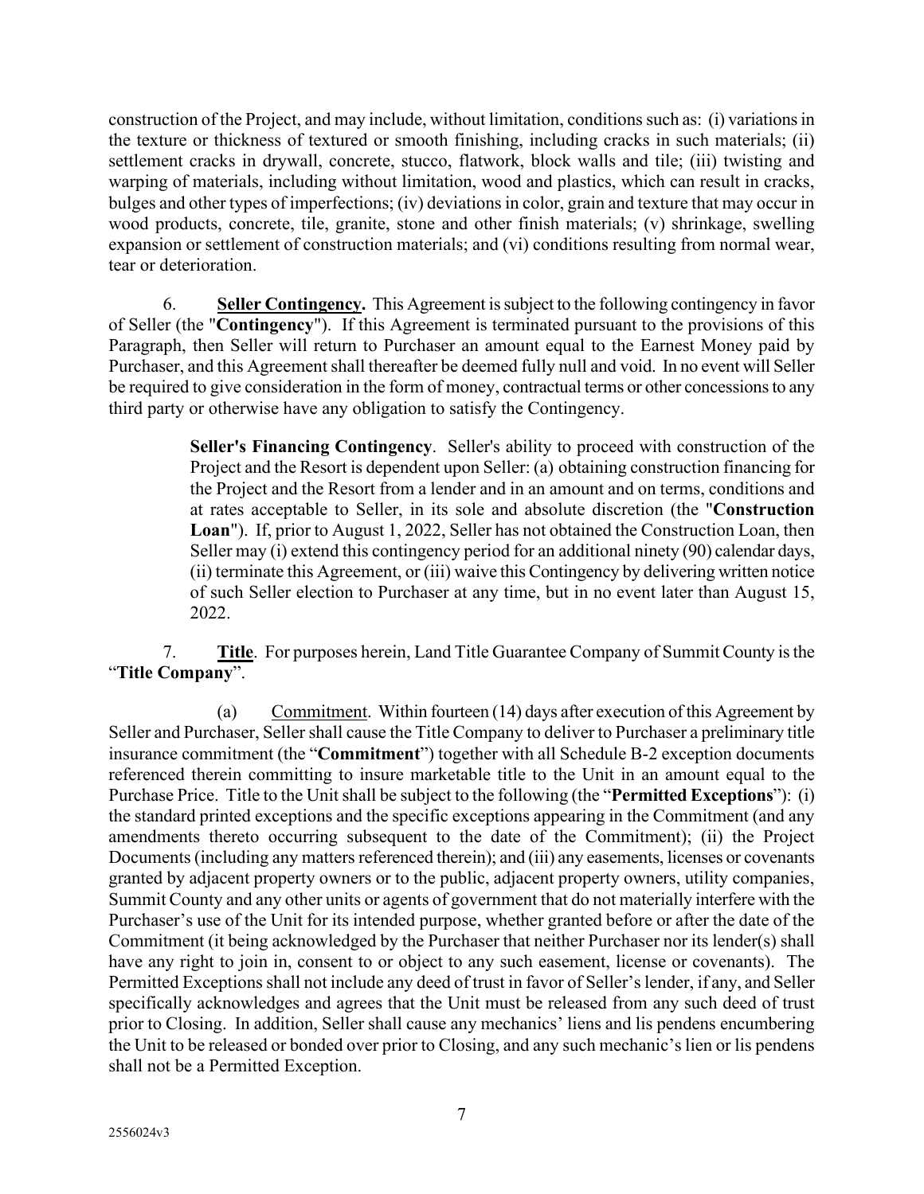construction of the Project, and may include, without limitation, conditions such as: (i) variations in the texture or thickness of textured or smooth finishing, including cracks in such materials; (ii) settlement cracks in drywall, concrete, stucco, flatwork, block walls and tile; (iii) twisting and warping of materials, including without limitation, wood and plastics, which can result in cracks, bulges and other types of imperfections; (iv) deviations in color, grain and texture that may occur in wood products, concrete, tile, granite, stone and other finish materials; (v) shrinkage, swelling expansion or settlement of construction materials; and (vi) conditions resulting from normal wear, tear or deterioration.

6. **Seller Contingency.** This Agreement is subject to the following contingency in favor of Seller (the "**Contingency**"). If this Agreement is terminated pursuant to the provisions of this Paragraph, then Seller will return to Purchaser an amount equal to the Earnest Money paid by Purchaser, and this Agreement shall thereafter be deemed fully null and void. In no event will Seller be required to give consideration in the form of money, contractual terms or other concessions to any third party or otherwise have any obligation to satisfy the Contingency.

> **Seller's Financing Contingency**. Seller's ability to proceed with construction of the Project and the Resort is dependent upon Seller: (a) obtaining construction financing for the Project and the Resort from a lender and in an amount and on terms, conditions and at rates acceptable to Seller, in its sole and absolute discretion (the "**Construction Loan**"). If, prior to August 1, 2022, Seller has not obtained the Construction Loan, then Seller may (i) extend this contingency period for an additional ninety (90) calendar days, (ii) terminate this Agreement, or (iii) waive this Contingency by delivering written notice of such Seller election to Purchaser at any time, but in no event later than August 15, 2022.

7. **Title**. For purposes herein, Land Title Guarantee Company of Summit County is the "**Title Company**".

(a) Commitment. Within fourteen (14) days after execution of this Agreement by Seller and Purchaser, Seller shall cause the Title Company to deliver to Purchaser a preliminary title insurance commitment (the "**Commitment**") together with all Schedule B-2 exception documents referenced therein committing to insure marketable title to the Unit in an amount equal to the Purchase Price. Title to the Unit shall be subject to the following (the "**Permitted Exceptions**"): (i) the standard printed exceptions and the specific exceptions appearing in the Commitment (and any amendments thereto occurring subsequent to the date of the Commitment); (ii) the Project Documents (including any matters referenced therein); and (iii) any easements, licenses or covenants granted by adjacent property owners or to the public, adjacent property owners, utility companies, Summit County and any other units or agents of government that do not materially interfere with the Purchaser's use of the Unit for its intended purpose, whether granted before or after the date of the Commitment (it being acknowledged by the Purchaser that neither Purchaser nor its lender(s) shall have any right to join in, consent to or object to any such easement, license or covenants). The Permitted Exceptions shall not include any deed of trust in favor of Seller's lender, if any, and Seller specifically acknowledges and agrees that the Unit must be released from any such deed of trust prior to Closing. In addition, Seller shall cause any mechanics' liens and lis pendens encumbering the Unit to be released or bonded over prior to Closing, and any such mechanic's lien or lis pendens shall not be a Permitted Exception.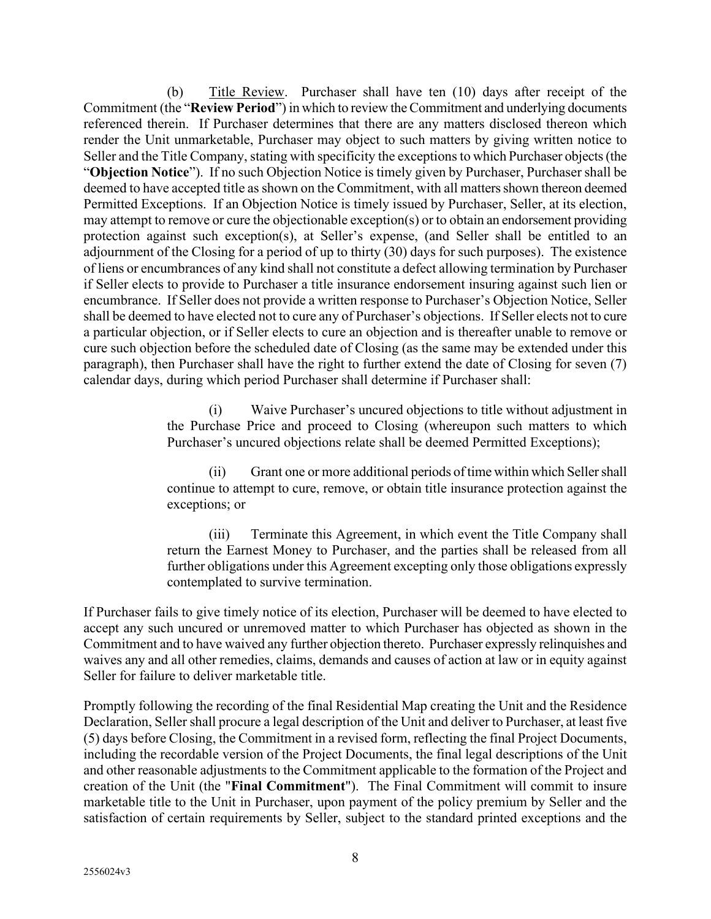(b) Title Review. Purchaser shall have ten (10) days after receipt of the Commitment (the "**Review Period**") in which to review the Commitment and underlying documents referenced therein. If Purchaser determines that there are any matters disclosed thereon which render the Unit unmarketable, Purchaser may object to such matters by giving written notice to Seller and the Title Company, stating with specificity the exceptions to which Purchaser objects (the "**Objection Notice**"). If no such Objection Notice is timely given by Purchaser, Purchaser shall be deemed to have accepted title as shown on the Commitment, with all matters shown thereon deemed Permitted Exceptions. If an Objection Notice is timely issued by Purchaser, Seller, at its election, may attempt to remove or cure the objectionable exception(s) or to obtain an endorsement providing protection against such exception(s), at Seller's expense, (and Seller shall be entitled to an adjournment of the Closing for a period of up to thirty (30) days for such purposes). The existence of liens or encumbrances of any kind shall not constitute a defect allowing termination by Purchaser if Seller elects to provide to Purchaser a title insurance endorsement insuring against such lien or encumbrance. If Seller does not provide a written response to Purchaser's Objection Notice, Seller shall be deemed to have elected not to cure any of Purchaser's objections. If Seller elects not to cure a particular objection, or if Seller elects to cure an objection and is thereafter unable to remove or cure such objection before the scheduled date of Closing (as the same may be extended under this paragraph), then Purchaser shall have the right to further extend the date of Closing for seven (7) calendar days, during which period Purchaser shall determine if Purchaser shall:

(i) Waive Purchaser's uncured objections to title without adjustment in the Purchase Price and proceed to Closing (whereupon such matters to which Purchaser's uncured objections relate shall be deemed Permitted Exceptions);

(ii) Grant one or more additional periods of time within which Seller shall continue to attempt to cure, remove, or obtain title insurance protection against the exceptions; or

(iii) Terminate this Agreement, in which event the Title Company shall return the Earnest Money to Purchaser, and the parties shall be released from all further obligations under this Agreement excepting only those obligations expressly contemplated to survive termination.

If Purchaser fails to give timely notice of its election, Purchaser will be deemed to have elected to accept any such uncured or unremoved matter to which Purchaser has objected as shown in the Commitment and to have waived any further objection thereto. Purchaser expressly relinquishes and waives any and all other remedies, claims, demands and causes of action at law or in equity against Seller for failure to deliver marketable title.

Promptly following the recording of the final Residential Map creating the Unit and the Residence Declaration, Seller shall procure a legal description of the Unit and deliver to Purchaser, at least five (5) days before Closing, the Commitment in a revised form, reflecting the final Project Documents, including the recordable version of the Project Documents, the final legal descriptions of the Unit and other reasonable adjustments to the Commitment applicable to the formation of the Project and creation of the Unit (the "**Final Commitment**"). The Final Commitment will commit to insure marketable title to the Unit in Purchaser, upon payment of the policy premium by Seller and the satisfaction of certain requirements by Seller, subject to the standard printed exceptions and the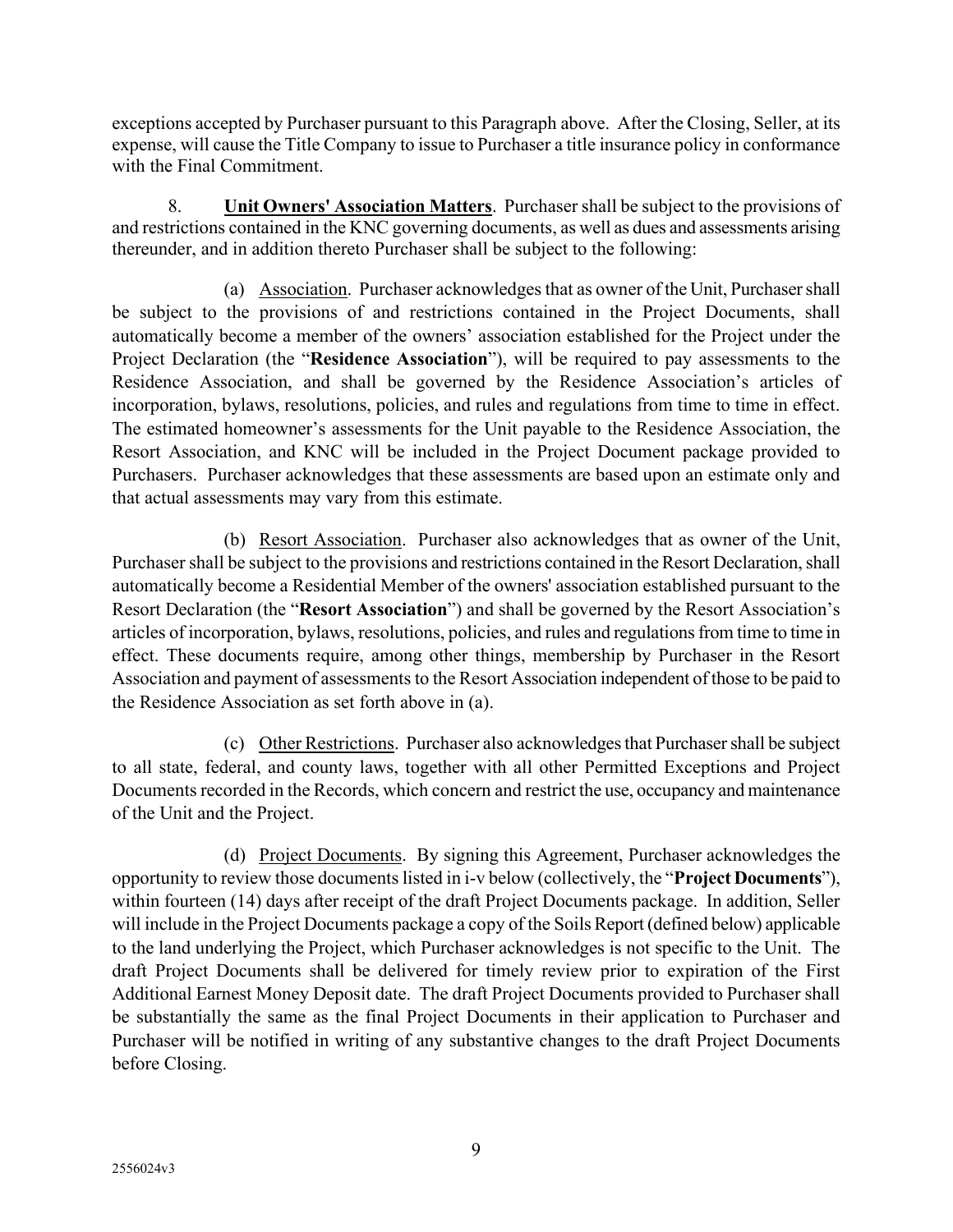exceptions accepted by Purchaser pursuant to this Paragraph above. After the Closing, Seller, at its expense, will cause the Title Company to issue to Purchaser a title insurance policy in conformance with the Final Commitment.

8. **Unit Owners' Association Matters**. Purchaser shall be subject to the provisions of and restrictions contained in the KNC governing documents, as well as dues and assessments arising thereunder, and in addition thereto Purchaser shall be subject to the following:

(a) Association. Purchaser acknowledges that as owner of the Unit, Purchaser shall be subject to the provisions of and restrictions contained in the Project Documents, shall automatically become a member of the owners' association established for the Project under the Project Declaration (the "**Residence Association**"), will be required to pay assessments to the Residence Association, and shall be governed by the Residence Association's articles of incorporation, bylaws, resolutions, policies, and rules and regulations from time to time in effect. The estimated homeowner's assessments for the Unit payable to the Residence Association, the Resort Association, and KNC will be included in the Project Document package provided to Purchasers. Purchaser acknowledges that these assessments are based upon an estimate only and that actual assessments may vary from this estimate.

(b) Resort Association. Purchaser also acknowledges that as owner of the Unit, Purchaser shall be subject to the provisions and restrictions contained in the Resort Declaration, shall automatically become a Residential Member of the owners' association established pursuant to the Resort Declaration (the "**Resort Association**") and shall be governed by the Resort Association's articles of incorporation, bylaws, resolutions, policies, and rules and regulations from time to time in effect. These documents require, among other things, membership by Purchaser in the Resort Association and payment of assessments to the Resort Association independent of those to be paid to the Residence Association as set forth above in (a).

(c) Other Restrictions. Purchaser also acknowledges that Purchaser shall be subject to all state, federal, and county laws, together with all other Permitted Exceptions and Project Documents recorded in the Records, which concern and restrict the use, occupancy and maintenance of the Unit and the Project.

(d) Project Documents. By signing this Agreement, Purchaser acknowledges the opportunity to review those documents listed in i-v below (collectively, the "**Project Documents**"), within fourteen (14) days after receipt of the draft Project Documents package. In addition, Seller will include in the Project Documents package a copy of the Soils Report (defined below) applicable to the land underlying the Project, which Purchaser acknowledges is not specific to the Unit. The draft Project Documents shall be delivered for timely review prior to expiration of the First Additional Earnest Money Deposit date. The draft Project Documents provided to Purchaser shall be substantially the same as the final Project Documents in their application to Purchaser and Purchaser will be notified in writing of any substantive changes to the draft Project Documents before Closing.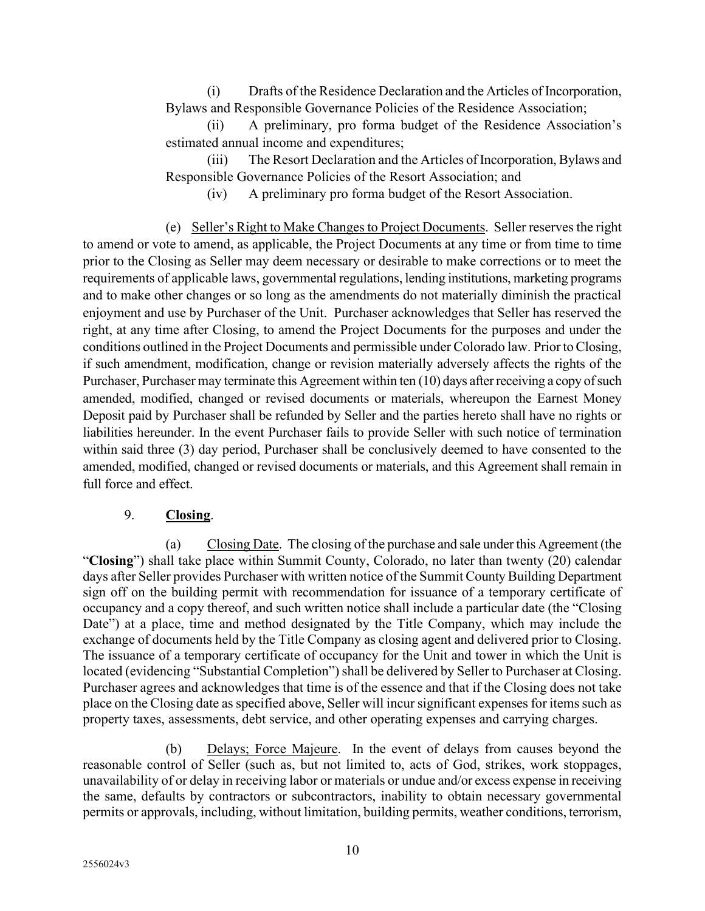(i) Drafts of the Residence Declaration and the Articles of Incorporation, Bylaws and Responsible Governance Policies of the Residence Association;

(ii) A preliminary, pro forma budget of the Residence Association's estimated annual income and expenditures;

(iii) The Resort Declaration and the Articles of Incorporation, Bylaws and Responsible Governance Policies of the Resort Association; and

(iv) A preliminary pro forma budget of the Resort Association.

(e) <u>Seller's Right to Make Changes to Project Documents</u>. Seller reserves the right to amend or vote to amend, as applicable, the Project Documents at any time or from time to time prior to the Closing as Seller may deem necessary or desirable to make corrections or to meet the requirements of applicable laws, governmental regulations, lending institutions, marketing programs and to make other changes or so long as the amendments do not materially diminish the practical enjoyment and use by Purchaser of the Unit. Purchaser acknowledges that Seller has reserved the right, at any time after Closing, to amend the Project Documents for the purposes and under the conditions outlined in the Project Documents and permissible under Colorado law. Prior to Closing, if such amendment, modification, change or revision materially adversely affects the rights of the Purchaser, Purchaser may terminate this Agreement within ten (10) days after receiving a copy of such amended, modified, changed or revised documents or materials, whereupon the Earnest Money Deposit paid by Purchaser shall be refunded by Seller and the parties hereto shall have no rights or liabilities hereunder. In the event Purchaser fails to provide Seller with such notice of termination within said three (3) day period, Purchaser shall be conclusively deemed to have consented to the amended, modified, changed or revised documents or materials, and this Agreement shall remain in full force and effect.

9. **<u>Closing</u>**.

(a) <u>Closing Date</u>. The closing of the purchase and sale under this Agreement (the "**Closing**") shall take place within Summit County, Colorado, no later than twenty (20) calendar days after Seller provides Purchaser with written notice of the Summit County Building Department sign off on the building permit with recommendation for issuance of a temporary certificate of occupancy and a copy thereof, and such written notice shall include a particular date (the "Closing Date") at a place, time and method designated by the Title Company, which may include the exchange of documents held by the Title Company as closing agent and delivered prior to Closing. The issuance of a temporary certificate of occupancy for the Unit and tower in which the Unit is located (evidencing "Substantial Completion") shall be delivered by Seller to Purchaser at Closing. Purchaser agrees and acknowledges that time is of the essence and that if the Closing does not take place on the Closing date as specified above, Seller will incur significant expenses for items such as property taxes, assessments, debt service, and other operating expenses and carrying charges.

(b) <u>Delays; Force Majeure</u>. In the event of delays from causes beyond the reasonable control of Seller (such as, but not limited to, acts of God, strikes, work stoppages, unavailability of or delay in receiving labor or materials or undue and/or excess expense in receiving the same, defaults by contractors or subcontractors, inability to obtain necessary governmental permits or approvals, including, without limitation, building permits, weather conditions, terrorism,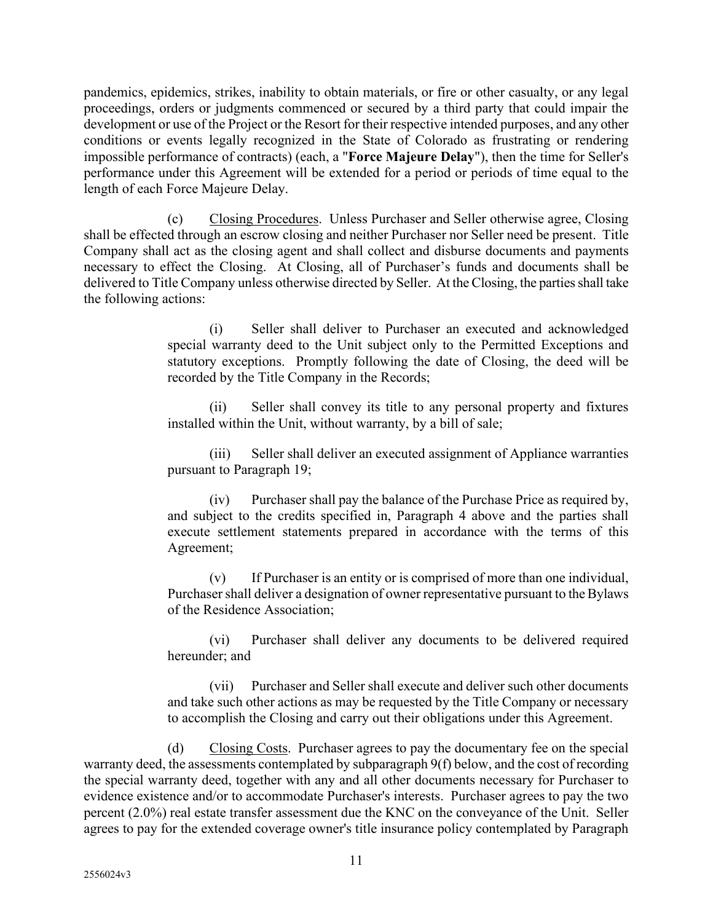pandemics, epidemics, strikes, inability to obtain materials, or fire or other casualty, or any legal proceedings, orders or judgments commenced or secured by a third party that could impair the development or use of the Project or the Resort for their respective intended purposes, and any other conditions or events legally recognized in the State of Colorado as frustrating or rendering impossible performance of contracts) (each, a "**Force Majeure Delay**"), then the time for Seller's performance under this Agreement will be extended for a period or periods of time equal to the length of each Force Majeure Delay.

(c) Closing Procedures. Unless Purchaser and Seller otherwise agree, Closing shall be effected through an escrow closing and neither Purchaser nor Seller need be present. Title Company shall act as the closing agent and shall collect and disburse documents and payments necessary to effect the Closing. At Closing, all of Purchaser's funds and documents shall be delivered to Title Company unless otherwise directed by Seller. At the Closing, the parties shall take the following actions:

(i) Seller shall deliver to Purchaser an executed and acknowledged special warranty deed to the Unit subject only to the Permitted Exceptions and statutory exceptions. Promptly following the date of Closing, the deed will be recorded by the Title Company in the Records;

(ii) Seller shall convey its title to any personal property and fixtures installed within the Unit, without warranty, by a bill of sale;

(iii) Seller shall deliver an executed assignment of Appliance warranties pursuant to Paragraph 19;

(iv) Purchaser shall pay the balance of the Purchase Price as required by, and subject to the credits specified in, Paragraph 4 above and the parties shall execute settlement statements prepared in accordance with the terms of this Agreement;

(v) If Purchaser is an entity or is comprised of more than one individual, Purchaser shall deliver a designation of owner representative pursuant to the Bylaws of the Residence Association;

(vi) Purchaser shall deliver any documents to be delivered required hereunder; and

(vii) Purchaser and Seller shall execute and deliver such other documents and take such other actions as may be requested by the Title Company or necessary to accomplish the Closing and carry out their obligations under this Agreement.

(d) Closing Costs. Purchaser agrees to pay the documentary fee on the special warranty deed, the assessments contemplated by subparagraph 9(f) below, and the cost of recording the special warranty deed, together with any and all other documents necessary for Purchaser to evidence existence and/or to accommodate Purchaser's interests. Purchaser agrees to pay the two percent (2.0%) real estate transfer assessment due the KNC on the conveyance of the Unit. Seller agrees to pay for the extended coverage owner's title insurance policy contemplated by Paragraph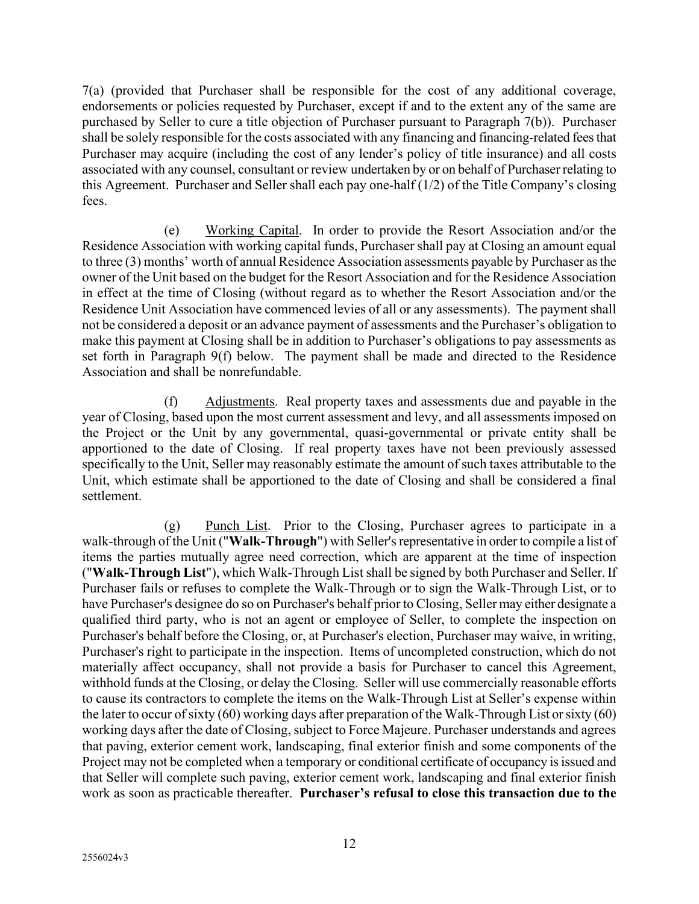7(a) (provided that Purchaser shall be responsible for the cost of any additional coverage, endorsements or policies requested by Purchaser, except if and to the extent any of the same are purchased by Seller to cure a title objection of Purchaser pursuant to Paragraph 7(b)). Purchaser shall be solely responsible for the costs associated with any financing and financing-related fees that Purchaser may acquire (including the cost of any lender's policy of title insurance) and all costs associated with any counsel, consultant or review undertaken by or on behalf of Purchaser relating to this Agreement. Purchaser and Seller shall each pay one-half (1/2) of the Title Company's closing fees.

(e) Working Capital. In order to provide the Resort Association and/or the Residence Association with working capital funds, Purchaser shall pay at Closing an amount equal to three (3) months' worth of annual Residence Association assessments payable by Purchaser as the owner of the Unit based on the budget for the Resort Association and for the Residence Association in effect at the time of Closing (without regard as to whether the Resort Association and/or the Residence Unit Association have commenced levies of all or any assessments). The payment shall not be considered a deposit or an advance payment of assessments and the Purchaser's obligation to make this payment at Closing shall be in addition to Purchaser's obligations to pay assessments as set forth in Paragraph 9(f) below. The payment shall be made and directed to the Residence Association and shall be nonrefundable.

(f) Adjustments. Real property taxes and assessments due and payable in the year of Closing, based upon the most current assessment and levy, and all assessments imposed on the Project or the Unit by any governmental, quasi-governmental or private entity shall be apportioned to the date of Closing. If real property taxes have not been previously assessed specifically to the Unit, Seller may reasonably estimate the amount of such taxes attributable to the Unit, which estimate shall be apportioned to the date of Closing and shall be considered a final settlement.

(g) Punch List. Prior to the Closing, Purchaser agrees to participate in a walk-through of the Unit ("**Walk-Through**") with Seller's representative in order to compile a list of items the parties mutually agree need correction, which are apparent at the time of inspection ("**Walk-Through List**"), which Walk-Through List shall be signed by both Purchaser and Seller. If Purchaser fails or refuses to complete the Walk-Through or to sign the Walk-Through List, or to have Purchaser's designee do so on Purchaser's behalf prior to Closing, Seller may either designate a qualified third party, who is not an agent or employee of Seller, to complete the inspection on Purchaser's behalf before the Closing, or, at Purchaser's election, Purchaser may waive, in writing, Purchaser's right to participate in the inspection. Items of uncompleted construction, which do not materially affect occupancy, shall not provide a basis for Purchaser to cancel this Agreement, withhold funds at the Closing, or delay the Closing. Seller will use commercially reasonable efforts to cause its contractors to complete the items on the Walk-Through List at Seller's expense within the later to occur of sixty (60) working days after preparation of the Walk-Through List or sixty (60) working days after the date of Closing, subject to Force Majeure. Purchaser understands and agrees that paving, exterior cement work, landscaping, final exterior finish and some components of the Project may not be completed when a temporary or conditional certificate of occupancy is issued and that Seller will complete such paving, exterior cement work, landscaping and final exterior finish work as soon as practicable thereafter. **Purchaser's refusal to close this transaction due to the**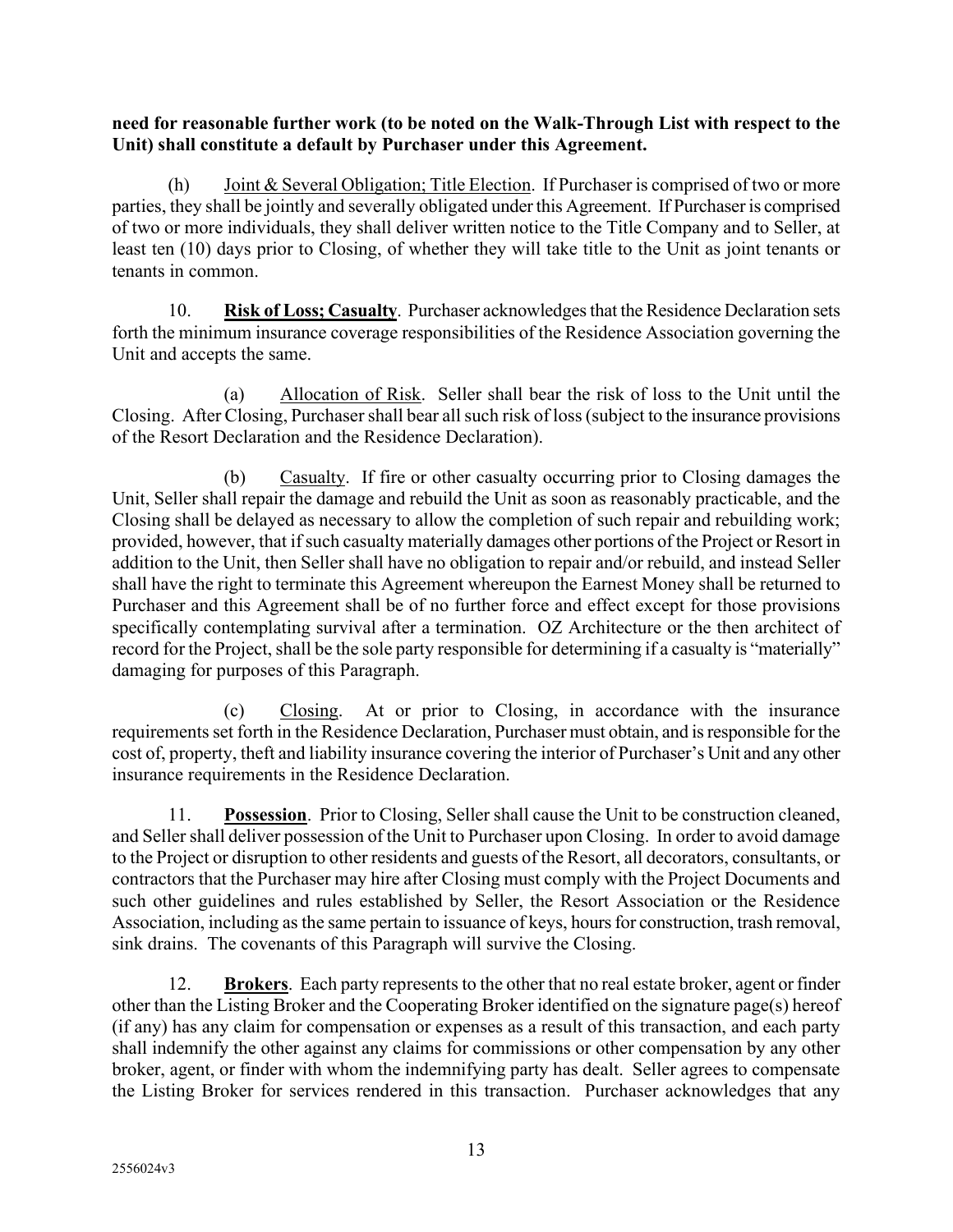**need for reasonable further work (to be noted on the Walk-Through List with respect to the Unit) shall constitute a default by Purchaser under this Agreement.**

(h) Joint & Several Obligation; Title Election. If Purchaser is comprised of two or more parties, they shall be jointly and severally obligated under this Agreement. If Purchaser is comprised of two or more individuals, they shall deliver written notice to the Title Company and to Seller, at least ten (10) days prior to Closing, of whether they will take title to the Unit as joint tenants or tenants in common.

10. **Risk of Loss; Casualty**. Purchaser acknowledges that the Residence Declaration sets forth the minimum insurance coverage responsibilities of the Residence Association governing the Unit and accepts the same.

(a) Allocation of Risk. Seller shall bear the risk of loss to the Unit until the Closing. After Closing, Purchaser shall bear all such risk of loss (subject to the insurance provisions of the Resort Declaration and the Residence Declaration).

(b) Casualty. If fire or other casualty occurring prior to Closing damages the Unit, Seller shall repair the damage and rebuild the Unit as soon as reasonably practicable, and the Closing shall be delayed as necessary to allow the completion of such repair and rebuilding work; provided, however, that if such casualty materially damages other portions of the Project or Resort in addition to the Unit, then Seller shall have no obligation to repair and/or rebuild, and instead Seller shall have the right to terminate this Agreement whereupon the Earnest Money shall be returned to Purchaser and this Agreement shall be of no further force and effect except for those provisions specifically contemplating survival after a termination. OZ Architecture or the then architect of record for the Project, shall be the sole party responsible for determining if a casualty is "materially" damaging for purposes of this Paragraph.

(c) Closing. At or prior to Closing, in accordance with the insurance requirements set forth in the Residence Declaration, Purchaser must obtain, and is responsible for the cost of, property, theft and liability insurance covering the interior of Purchaser's Unit and any other insurance requirements in the Residence Declaration.

11. **Possession**. Prior to Closing, Seller shall cause the Unit to be construction cleaned, and Seller shall deliver possession of the Unit to Purchaser upon Closing. In order to avoid damage to the Project or disruption to other residents and guests of the Resort, all decorators, consultants, or contractors that the Purchaser may hire after Closing must comply with the Project Documents and such other guidelines and rules established by Seller, the Resort Association or the Residence Association, including as the same pertain to issuance of keys, hours for construction, trash removal, sink drains. The covenants of this Paragraph will survive the Closing.

12. **Brokers**. Each party represents to the other that no real estate broker, agent or finder other than the Listing Broker and the Cooperating Broker identified on the signature page(s) hereof (if any) has any claim for compensation or expenses as a result of this transaction, and each party shall indemnify the other against any claims for commissions or other compensation by any other broker, agent, or finder with whom the indemnifying party has dealt. Seller agrees to compensate the Listing Broker for services rendered in this transaction. Purchaser acknowledges that any

2556024v3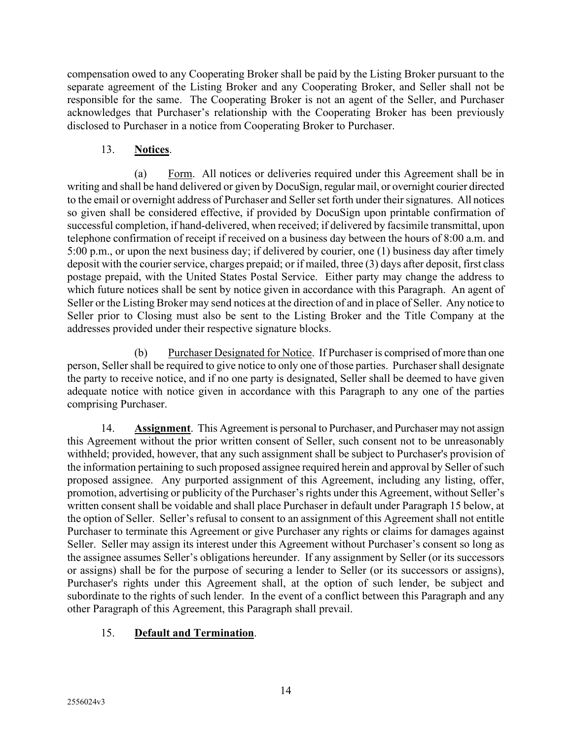compensation owed to any Cooperating Broker shall be paid by the Listing Broker pursuant to the separate agreement of the Listing Broker and any Cooperating Broker, and Seller shall not be responsible for the same. The Cooperating Broker is not an agent of the Seller, and Purchaser acknowledges that Purchaser's relationship with the Cooperating Broker has been previously disclosed to Purchaser in a notice from Cooperating Broker to Purchaser.

13. **Notices**.

(a) Form. All notices or deliveries required under this Agreement shall be in writing and shall be hand delivered or given by DocuSign, regular mail, or overnight courier directed to the email or overnight address of Purchaser and Seller set forth under their signatures. All notices so given shall be considered effective, if provided by DocuSign upon printable confirmation of successful completion, if hand-delivered, when received; if delivered by facsimile transmittal, upon telephone confirmation of receipt if received on a business day between the hours of 8:00 a.m. and 5:00 p.m., or upon the next business day; if delivered by courier, one (1) business day after timely deposit with the courier service, charges prepaid; or if mailed, three (3) days after deposit, first class postage prepaid, with the United States Postal Service. Either party may change the address to which future notices shall be sent by notice given in accordance with this Paragraph. An agent of Seller or the Listing Broker may send notices at the direction of and in place of Seller. Any notice to Seller prior to Closing must also be sent to the Listing Broker and the Title Company at the addresses provided under their respective signature blocks.

(b) Purchaser Designated for Notice. If Purchaser is comprised of more than one person, Seller shall be required to give notice to only one of those parties. Purchaser shall designate the party to receive notice, and if no one party is designated, Seller shall be deemed to have given adequate notice with notice given in accordance with this Paragraph to any one of the parties comprising Purchaser.

14. **Assignment**. This Agreement is personal to Purchaser, and Purchaser may not assign this Agreement without the prior written consent of Seller, such consent not to be unreasonably withheld; provided, however, that any such assignment shall be subject to Purchaser's provision of the information pertaining to such proposed assignee required herein and approval by Seller of such proposed assignee. Any purported assignment of this Agreement, including any listing, offer, promotion, advertising or publicity of the Purchaser's rights under this Agreement, without Seller's written consent shall be voidable and shall place Purchaser in default under Paragraph 15 below, at the option of Seller. Seller's refusal to consent to an assignment of this Agreement shall not entitle Purchaser to terminate this Agreement or give Purchaser any rights or claims for damages against Seller. Seller may assign its interest under this Agreement without Purchaser's consent so long as the assignee assumes Seller's obligations hereunder. If any assignment by Seller (or its successors or assigns) shall be for the purpose of securing a lender to Seller (or its successors or assigns), Purchaser's rights under this Agreement shall, at the option of such lender, be subject and subordinate to the rights of such lender. In the event of a conflict between this Paragraph and any other Paragraph of this Agreement, this Paragraph shall prevail.

15. **Default and Termination**.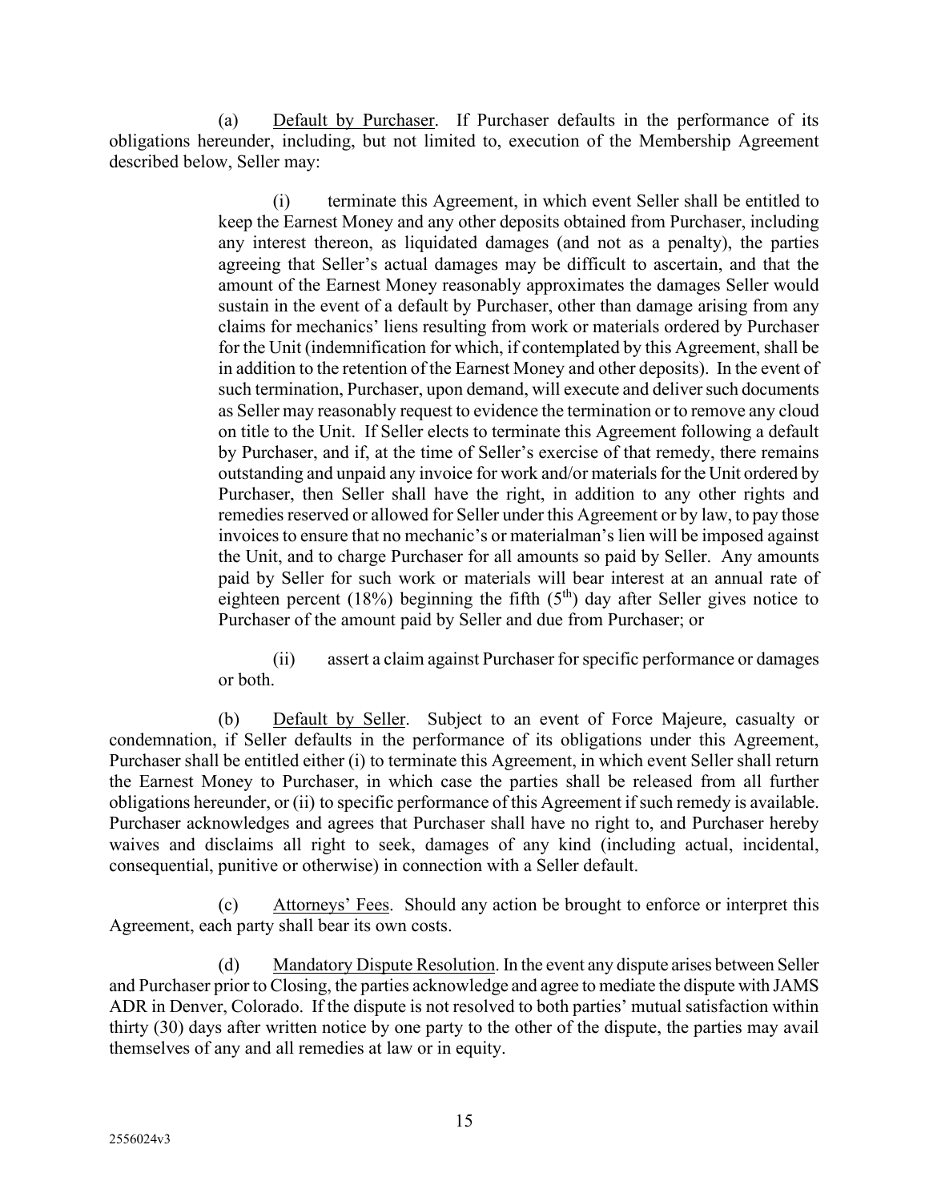(a) Default by Purchaser. If Purchaser defaults in the performance of its obligations hereunder, including, but not limited to, execution of the Membership Agreement described below, Seller may:

> (i) terminate this Agreement, in which event Seller shall be entitled to keep the Earnest Money and any other deposits obtained from Purchaser, including any interest thereon, as liquidated damages (and not as a penalty), the parties agreeing that Seller's actual damages may be difficult to ascertain, and that the amount of the Earnest Money reasonably approximates the damages Seller would sustain in the event of a default by Purchaser, other than damage arising from any claims for mechanics' liens resulting from work or materials ordered by Purchaser for the Unit (indemnification for which, if contemplated by this Agreement, shall be in addition to the retention of the Earnest Money and other deposits). In the event of such termination, Purchaser, upon demand, will execute and deliver such documents as Seller may reasonably request to evidence the termination or to remove any cloud on title to the Unit. If Seller elects to terminate this Agreement following a default by Purchaser, and if, at the time of Seller's exercise of that remedy, there remains outstanding and unpaid any invoice for work and/or materials for the Unit ordered by Purchaser, then Seller shall have the right, in addition to any other rights and remedies reserved or allowed for Seller under this Agreement or by law, to pay those invoices to ensure that no mechanic's or materialman's lien will be imposed against the Unit, and to charge Purchaser for all amounts so paid by Seller. Any amounts paid by Seller for such work or materials will bear interest at an annual rate of eighteen percent (18%) beginning the fifth (5th) day after Seller gives notice to Purchaser of the amount paid by Seller and due from Purchaser; or
>
> (ii) assert a claim against Purchaser for specific performance or damages or both.

(b) Default by Seller. Subject to an event of Force Majeure, casualty or condemnation, if Seller defaults in the performance of its obligations under this Agreement, Purchaser shall be entitled either (i) to terminate this Agreement, in which event Seller shall return the Earnest Money to Purchaser, in which case the parties shall be released from all further obligations hereunder, or (ii) to specific performance of this Agreement if such remedy is available. Purchaser acknowledges and agrees that Purchaser shall have no right to, and Purchaser hereby waives and disclaims all right to seek, damages of any kind (including actual, incidental, consequential, punitive or otherwise) in connection with a Seller default.

(c) Attorneys' Fees. Should any action be brought to enforce or interpret this Agreement, each party shall bear its own costs.

(d) Mandatory Dispute Resolution. In the event any dispute arises between Seller and Purchaser prior to Closing, the parties acknowledge and agree to mediate the dispute with JAMS ADR in Denver, Colorado. If the dispute is not resolved to both parties' mutual satisfaction within thirty (30) days after written notice by one party to the other of the dispute, the parties may avail themselves of any and all remedies at law or in equity.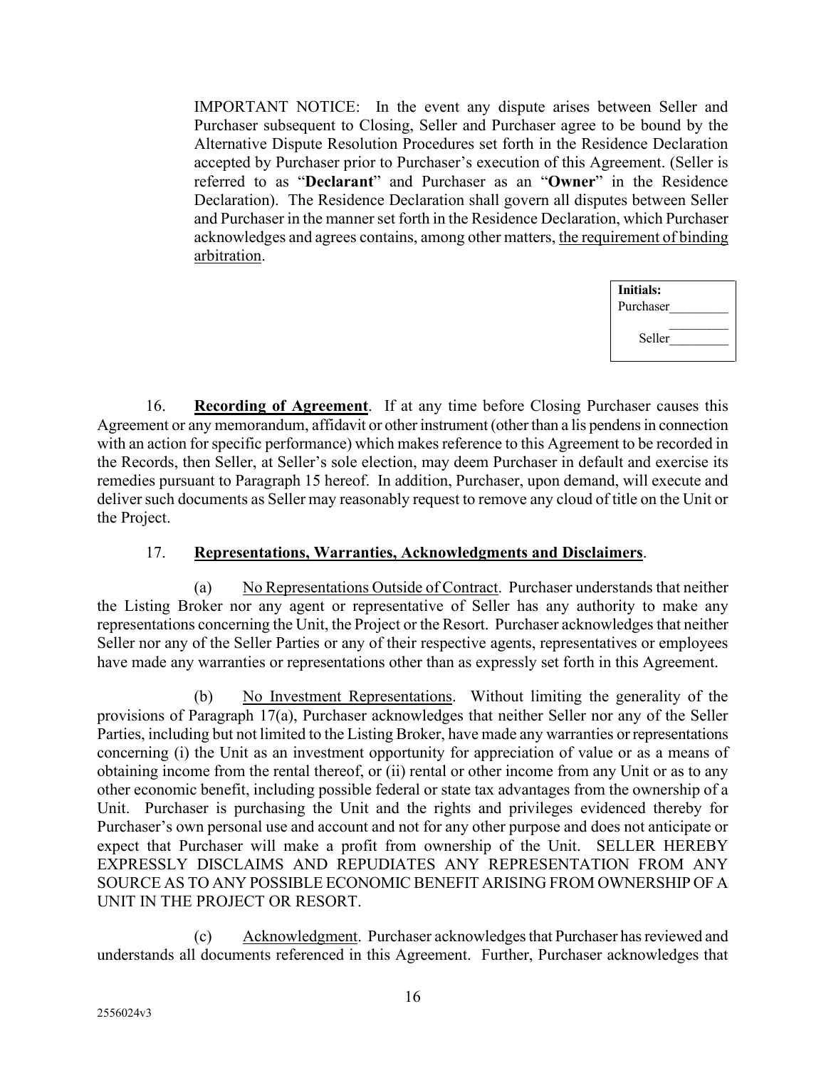IMPORTANT NOTICE: In the event any dispute arises between Seller and Purchaser subsequent to Closing, Seller and Purchaser agree to be bound by the Alternative Dispute Resolution Procedures set forth in the Residence Declaration accepted by Purchaser prior to Purchaser's execution of this Agreement. (Seller is referred to as "**Declarant**" and Purchaser as an "**Owner**" in the Residence Declaration). The Residence Declaration shall govern all disputes between Seller and Purchaser in the manner set forth in the Residence Declaration, which Purchaser acknowledges and agrees contains, among other matters, <u>the requirement of binding arbitration</u>.

| **Initials:** |
|---|
| Purchaser_________ |
| _________ |
| Seller_________ |

16. **<u>Recording of Agreement</u>**. If at any time before Closing Purchaser causes this Agreement or any memorandum, affidavit or other instrument (other than a lis pendens in connection with an action for specific performance) which makes reference to this Agreement to be recorded in the Records, then Seller, at Seller's sole election, may deem Purchaser in default and exercise its remedies pursuant to Paragraph 15 hereof. In addition, Purchaser, upon demand, will execute and deliver such documents as Seller may reasonably request to remove any cloud of title on the Unit or the Project.

17. **<u>Representations, Warranties, Acknowledgments and Disclaimers</u>**.

(a) <u>No Representations Outside of Contract</u>. Purchaser understands that neither the Listing Broker nor any agent or representative of Seller has any authority to make any representations concerning the Unit, the Project or the Resort. Purchaser acknowledges that neither Seller nor any of the Seller Parties or any of their respective agents, representatives or employees have made any warranties or representations other than as expressly set forth in this Agreement.

(b) <u>No Investment Representations</u>. Without limiting the generality of the provisions of Paragraph 17(a), Purchaser acknowledges that neither Seller nor any of the Seller Parties, including but not limited to the Listing Broker, have made any warranties or representations concerning (i) the Unit as an investment opportunity for appreciation of value or as a means of obtaining income from the rental thereof, or (ii) rental or other income from any Unit or as to any other economic benefit, including possible federal or state tax advantages from the ownership of a Unit. Purchaser is purchasing the Unit and the rights and privileges evidenced thereby for Purchaser's own personal use and account and not for any other purpose and does not anticipate or expect that Purchaser will make a profit from ownership of the Unit. SELLER HEREBY EXPRESSLY DISCLAIMS AND REPUDIATES ANY REPRESENTATION FROM ANY SOURCE AS TO ANY POSSIBLE ECONOMIC BENEFIT ARISING FROM OWNERSHIP OF A UNIT IN THE PROJECT OR RESORT.

(c) <u>Acknowledgment</u>. Purchaser acknowledges that Purchaser has reviewed and understands all documents referenced in this Agreement. Further, Purchaser acknowledges that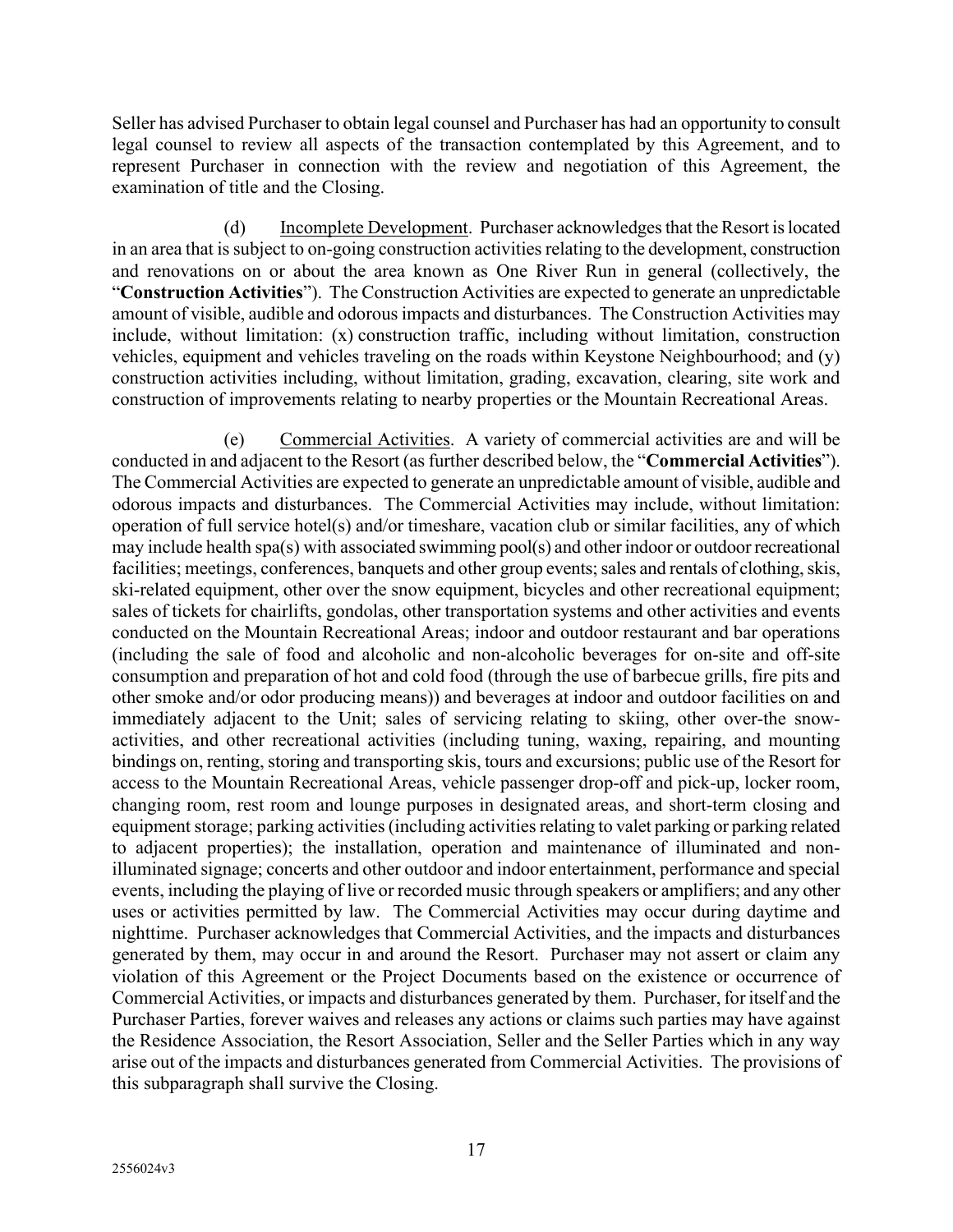Seller has advised Purchaser to obtain legal counsel and Purchaser has had an opportunity to consult legal counsel to review all aspects of the transaction contemplated by this Agreement, and to represent Purchaser in connection with the review and negotiation of this Agreement, the examination of title and the Closing.

(d) Incomplete Development. Purchaser acknowledges that the Resort is located in an area that is subject to on-going construction activities relating to the development, construction and renovations on or about the area known as One River Run in general (collectively, the "**Construction Activities**"). The Construction Activities are expected to generate an unpredictable amount of visible, audible and odorous impacts and disturbances. The Construction Activities may include, without limitation: (x) construction traffic, including without limitation, construction vehicles, equipment and vehicles traveling on the roads within Keystone Neighbourhood; and (y) construction activities including, without limitation, grading, excavation, clearing, site work and construction of improvements relating to nearby properties or the Mountain Recreational Areas.

(e) Commercial Activities. A variety of commercial activities are and will be conducted in and adjacent to the Resort (as further described below, the "**Commercial Activities**"). The Commercial Activities are expected to generate an unpredictable amount of visible, audible and odorous impacts and disturbances. The Commercial Activities may include, without limitation: operation of full service hotel(s) and/or timeshare, vacation club or similar facilities, any of which may include health spa(s) with associated swimming pool(s) and other indoor or outdoor recreational facilities; meetings, conferences, banquets and other group events; sales and rentals of clothing, skis, ski-related equipment, other over the snow equipment, bicycles and other recreational equipment; sales of tickets for chairlifts, gondolas, other transportation systems and other activities and events conducted on the Mountain Recreational Areas; indoor and outdoor restaurant and bar operations (including the sale of food and alcoholic and non-alcoholic beverages for on-site and off-site consumption and preparation of hot and cold food (through the use of barbecue grills, fire pits and other smoke and/or odor producing means)) and beverages at indoor and outdoor facilities on and immediately adjacent to the Unit; sales of servicing relating to skiing, other over-the snow-activities, and other recreational activities (including tuning, waxing, repairing, and mounting bindings on, renting, storing and transporting skis, tours and excursions; public use of the Resort for access to the Mountain Recreational Areas, vehicle passenger drop-off and pick-up, locker room, changing room, rest room and lounge purposes in designated areas, and short-term closing and equipment storage; parking activities (including activities relating to valet parking or parking related to adjacent properties); the installation, operation and maintenance of illuminated and non-illuminated signage; concerts and other outdoor and indoor entertainment, performance and special events, including the playing of live or recorded music through speakers or amplifiers; and any other uses or activities permitted by law. The Commercial Activities may occur during daytime and nighttime. Purchaser acknowledges that Commercial Activities, and the impacts and disturbances generated by them, may occur in and around the Resort. Purchaser may not assert or claim any violation of this Agreement or the Project Documents based on the existence or occurrence of Commercial Activities, or impacts and disturbances generated by them. Purchaser, for itself and the Purchaser Parties, forever waives and releases any actions or claims such parties may have against the Residence Association, the Resort Association, Seller and the Seller Parties which in any way arise out of the impacts and disturbances generated from Commercial Activities. The provisions of this subparagraph shall survive the Closing.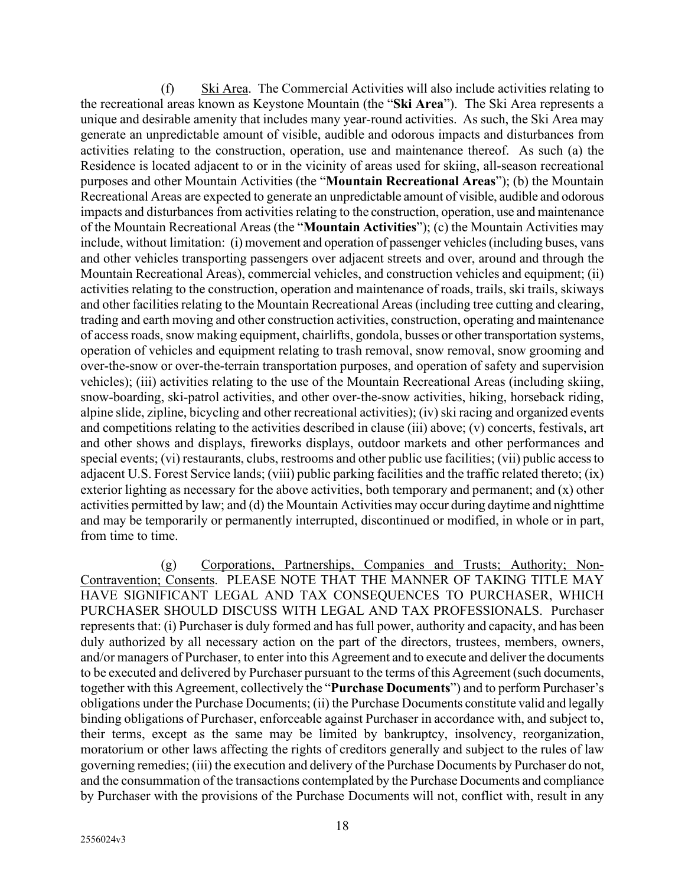(f) Ski Area. The Commercial Activities will also include activities relating to the recreational areas known as Keystone Mountain (the "**Ski Area**"). The Ski Area represents a unique and desirable amenity that includes many year-round activities. As such, the Ski Area may generate an unpredictable amount of visible, audible and odorous impacts and disturbances from activities relating to the construction, operation, use and maintenance thereof. As such (a) the Residence is located adjacent to or in the vicinity of areas used for skiing, all-season recreational purposes and other Mountain Activities (the "**Mountain Recreational Areas**"); (b) the Mountain Recreational Areas are expected to generate an unpredictable amount of visible, audible and odorous impacts and disturbances from activities relating to the construction, operation, use and maintenance of the Mountain Recreational Areas (the "**Mountain Activities**"); (c) the Mountain Activities may include, without limitation: (i) movement and operation of passenger vehicles (including buses, vans and other vehicles transporting passengers over adjacent streets and over, around and through the Mountain Recreational Areas), commercial vehicles, and construction vehicles and equipment; (ii) activities relating to the construction, operation and maintenance of roads, trails, ski trails, skiways and other facilities relating to the Mountain Recreational Areas (including tree cutting and clearing, trading and earth moving and other construction activities, construction, operating and maintenance of access roads, snow making equipment, chairlifts, gondola, busses or other transportation systems, operation of vehicles and equipment relating to trash removal, snow removal, snow grooming and over-the-snow or over-the-terrain transportation purposes, and operation of safety and supervision vehicles); (iii) activities relating to the use of the Mountain Recreational Areas (including skiing, snow-boarding, ski-patrol activities, and other over-the-snow activities, hiking, horseback riding, alpine slide, zipline, bicycling and other recreational activities); (iv) ski racing and organized events and competitions relating to the activities described in clause (iii) above; (v) concerts, festivals, art and other shows and displays, fireworks displays, outdoor markets and other performances and special events; (vi) restaurants, clubs, restrooms and other public use facilities; (vii) public access to adjacent U.S. Forest Service lands; (viii) public parking facilities and the traffic related thereto; (ix) exterior lighting as necessary for the above activities, both temporary and permanent; and (x) other activities permitted by law; and (d) the Mountain Activities may occur during daytime and nighttime and may be temporarily or permanently interrupted, discontinued or modified, in whole or in part, from time to time.

(g) Corporations, Partnerships, Companies and Trusts; Authority; Non-Contravention; Consents. PLEASE NOTE THAT THE MANNER OF TAKING TITLE MAY HAVE SIGNIFICANT LEGAL AND TAX CONSEQUENCES TO PURCHASER, WHICH PURCHASER SHOULD DISCUSS WITH LEGAL AND TAX PROFESSIONALS. Purchaser represents that: (i) Purchaser is duly formed and has full power, authority and capacity, and has been duly authorized by all necessary action on the part of the directors, trustees, members, owners, and/or managers of Purchaser, to enter into this Agreement and to execute and deliver the documents to be executed and delivered by Purchaser pursuant to the terms of this Agreement (such documents, together with this Agreement, collectively the "**Purchase Documents**") and to perform Purchaser's obligations under the Purchase Documents; (ii) the Purchase Documents constitute valid and legally binding obligations of Purchaser, enforceable against Purchaser in accordance with, and subject to, their terms, except as the same may be limited by bankruptcy, insolvency, reorganization, moratorium or other laws affecting the rights of creditors generally and subject to the rules of law governing remedies; (iii) the execution and delivery of the Purchase Documents by Purchaser do not, and the consummation of the transactions contemplated by the Purchase Documents and compliance by Purchaser with the provisions of the Purchase Documents will not, conflict with, result in any

2556024v3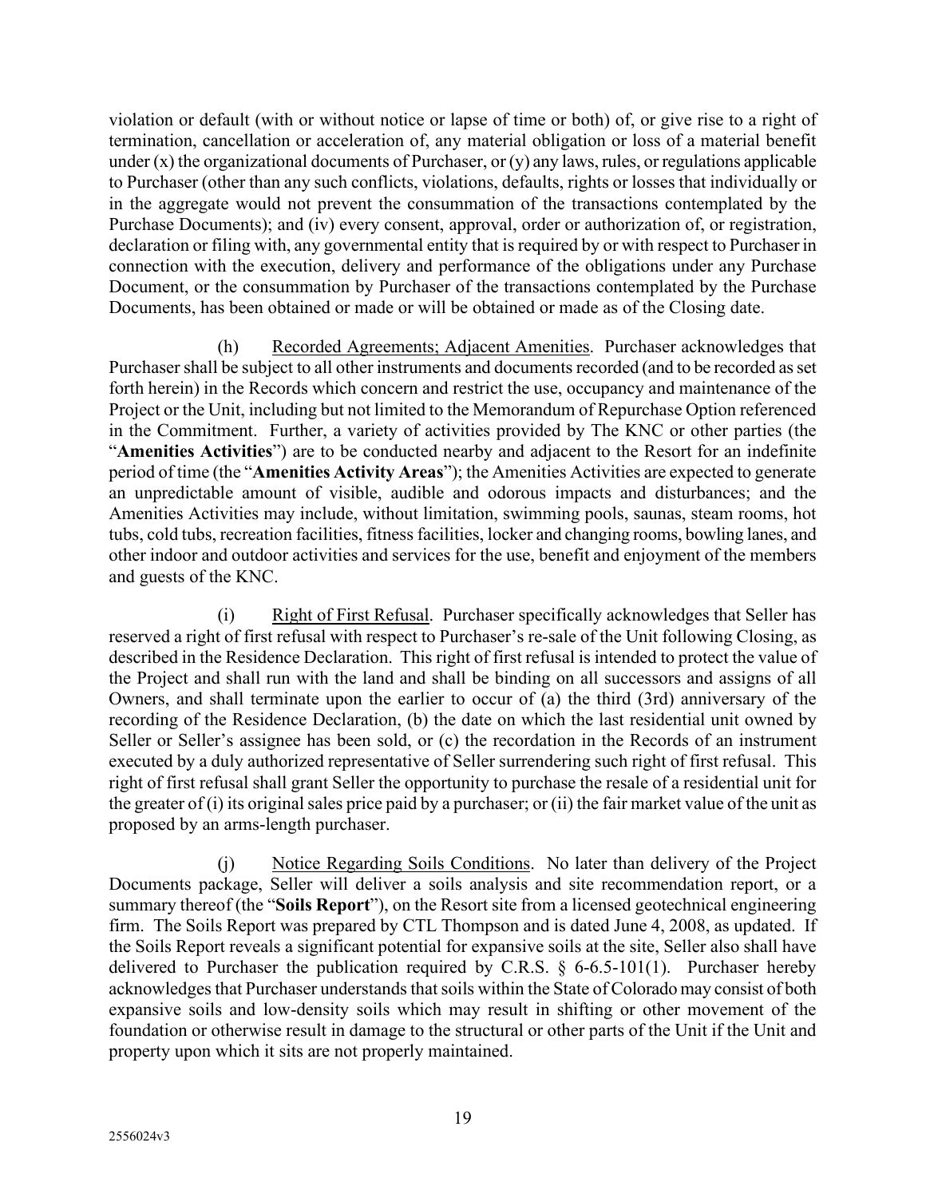violation or default (with or without notice or lapse of time or both) of, or give rise to a right of termination, cancellation or acceleration of, any material obligation or loss of a material benefit under (x) the organizational documents of Purchaser, or (y) any laws, rules, or regulations applicable to Purchaser (other than any such conflicts, violations, defaults, rights or losses that individually or in the aggregate would not prevent the consummation of the transactions contemplated by the Purchase Documents); and (iv) every consent, approval, order or authorization of, or registration, declaration or filing with, any governmental entity that is required by or with respect to Purchaser in connection with the execution, delivery and performance of the obligations under any Purchase Document, or the consummation by Purchaser of the transactions contemplated by the Purchase Documents, has been obtained or made or will be obtained or made as of the Closing date.

(h) Recorded Agreements; Adjacent Amenities. Purchaser acknowledges that Purchaser shall be subject to all other instruments and documents recorded (and to be recorded as set forth herein) in the Records which concern and restrict the use, occupancy and maintenance of the Project or the Unit, including but not limited to the Memorandum of Repurchase Option referenced in the Commitment. Further, a variety of activities provided by The KNC or other parties (the "**Amenities Activities**") are to be conducted nearby and adjacent to the Resort for an indefinite period of time (the "**Amenities Activity Areas**"); the Amenities Activities are expected to generate an unpredictable amount of visible, audible and odorous impacts and disturbances; and the Amenities Activities may include, without limitation, swimming pools, saunas, steam rooms, hot tubs, cold tubs, recreation facilities, fitness facilities, locker and changing rooms, bowling lanes, and other indoor and outdoor activities and services for the use, benefit and enjoyment of the members and guests of the KNC.

(i) Right of First Refusal. Purchaser specifically acknowledges that Seller has reserved a right of first refusal with respect to Purchaser's re-sale of the Unit following Closing, as described in the Residence Declaration. This right of first refusal is intended to protect the value of the Project and shall run with the land and shall be binding on all successors and assigns of all Owners, and shall terminate upon the earlier to occur of (a) the third (3rd) anniversary of the recording of the Residence Declaration, (b) the date on which the last residential unit owned by Seller or Seller's assignee has been sold, or (c) the recordation in the Records of an instrument executed by a duly authorized representative of Seller surrendering such right of first refusal. This right of first refusal shall grant Seller the opportunity to purchase the resale of a residential unit for the greater of (i) its original sales price paid by a purchaser; or (ii) the fair market value of the unit as proposed by an arms-length purchaser.

(j) Notice Regarding Soils Conditions. No later than delivery of the Project Documents package, Seller will deliver a soils analysis and site recommendation report, or a summary thereof (the "**Soils Report**"), on the Resort site from a licensed geotechnical engineering firm. The Soils Report was prepared by CTL Thompson and is dated June 4, 2008, as updated. If the Soils Report reveals a significant potential for expansive soils at the site, Seller also shall have delivered to Purchaser the publication required by C.R.S. § 6-6.5-101(1). Purchaser hereby acknowledges that Purchaser understands that soils within the State of Colorado may consist of both expansive soils and low-density soils which may result in shifting or other movement of the foundation or otherwise result in damage to the structural or other parts of the Unit if the Unit and property upon which it sits are not properly maintained.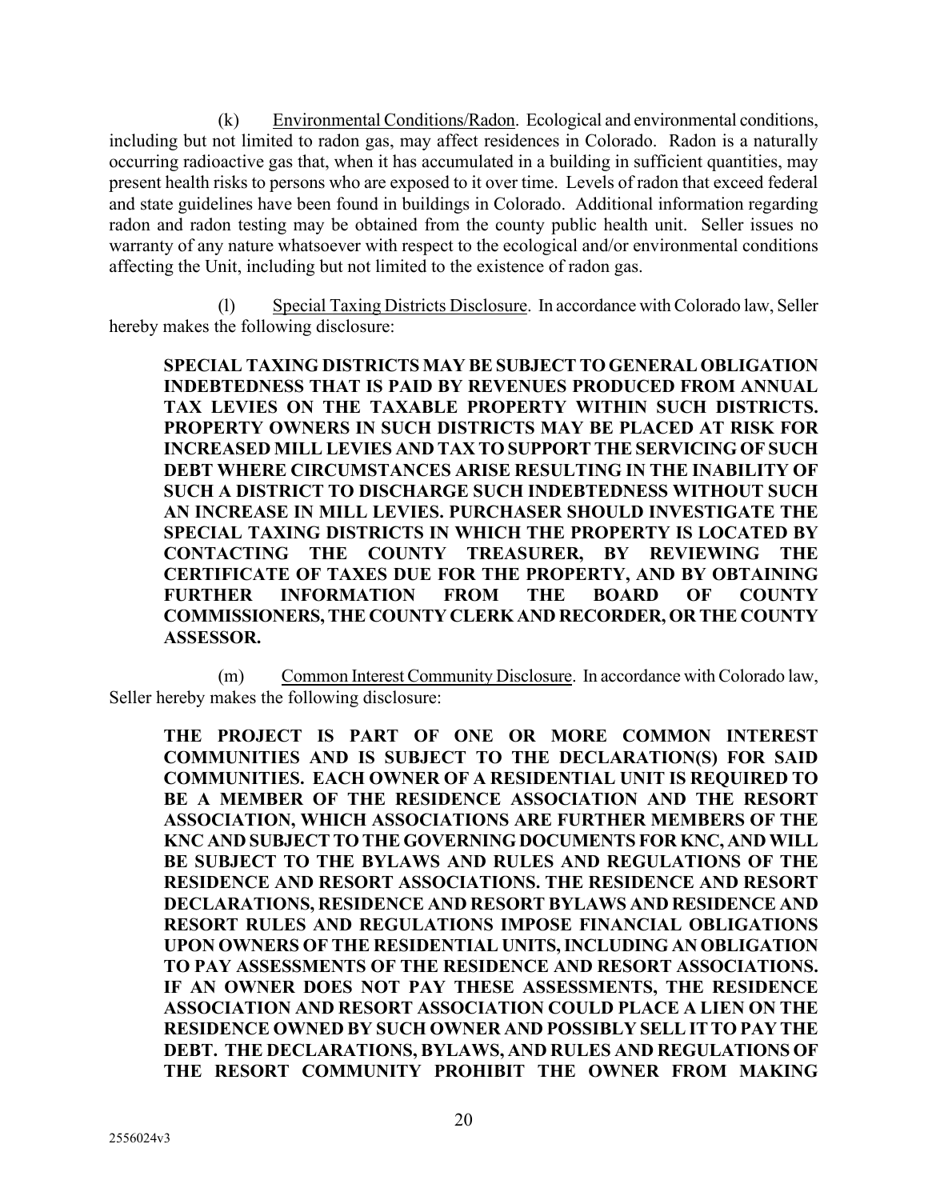(k) Environmental Conditions/Radon. Ecological and environmental conditions, including but not limited to radon gas, may affect residences in Colorado. Radon is a naturally occurring radioactive gas that, when it has accumulated in a building in sufficient quantities, may present health risks to persons who are exposed to it over time. Levels of radon that exceed federal and state guidelines have been found in buildings in Colorado. Additional information regarding radon and radon testing may be obtained from the county public health unit. Seller issues no warranty of any nature whatsoever with respect to the ecological and/or environmental conditions affecting the Unit, including but not limited to the existence of radon gas.

(l) Special Taxing Districts Disclosure. In accordance with Colorado law, Seller hereby makes the following disclosure:

**SPECIAL TAXING DISTRICTS MAY BE SUBJECT TO GENERAL OBLIGATION INDEBTEDNESS THAT IS PAID BY REVENUES PRODUCED FROM ANNUAL TAX LEVIES ON THE TAXABLE PROPERTY WITHIN SUCH DISTRICTS. PROPERTY OWNERS IN SUCH DISTRICTS MAY BE PLACED AT RISK FOR INCREASED MILL LEVIES AND TAX TO SUPPORT THE SERVICING OF SUCH DEBT WHERE CIRCUMSTANCES ARISE RESULTING IN THE INABILITY OF SUCH A DISTRICT TO DISCHARGE SUCH INDEBTEDNESS WITHOUT SUCH AN INCREASE IN MILL LEVIES. PURCHASER SHOULD INVESTIGATE THE SPECIAL TAXING DISTRICTS IN WHICH THE PROPERTY IS LOCATED BY CONTACTING THE COUNTY TREASURER, BY REVIEWING THE CERTIFICATE OF TAXES DUE FOR THE PROPERTY, AND BY OBTAINING FURTHER INFORMATION FROM THE BOARD OF COUNTY COMMISSIONERS, THE COUNTY CLERK AND RECORDER, OR THE COUNTY ASSESSOR.**

(m) Common Interest Community Disclosure. In accordance with Colorado law, Seller hereby makes the following disclosure:

**THE PROJECT IS PART OF ONE OR MORE COMMON INTEREST COMMUNITIES AND IS SUBJECT TO THE DECLARATION(S) FOR SAID COMMUNITIES. EACH OWNER OF A RESIDENTIAL UNIT IS REQUIRED TO BE A MEMBER OF THE RESIDENCE ASSOCIATION AND THE RESORT ASSOCIATION, WHICH ASSOCIATIONS ARE FURTHER MEMBERS OF THE KNC AND SUBJECT TO THE GOVERNING DOCUMENTS FOR KNC, AND WILL BE SUBJECT TO THE BYLAWS AND RULES AND REGULATIONS OF THE RESIDENCE AND RESORT ASSOCIATIONS. THE RESIDENCE AND RESORT DECLARATIONS, RESIDENCE AND RESORT BYLAWS AND RESIDENCE AND RESORT RULES AND REGULATIONS IMPOSE FINANCIAL OBLIGATIONS UPON OWNERS OF THE RESIDENTIAL UNITS, INCLUDING AN OBLIGATION TO PAY ASSESSMENTS OF THE RESIDENCE AND RESORT ASSOCIATIONS. IF AN OWNER DOES NOT PAY THESE ASSESSMENTS, THE RESIDENCE ASSOCIATION AND RESORT ASSOCIATION COULD PLACE A LIEN ON THE RESIDENCE OWNED BY SUCH OWNER AND POSSIBLY SELL IT TO PAY THE DEBT. THE DECLARATIONS, BYLAWS, AND RULES AND REGULATIONS OF THE RESORT COMMUNITY PROHIBIT THE OWNER FROM MAKING**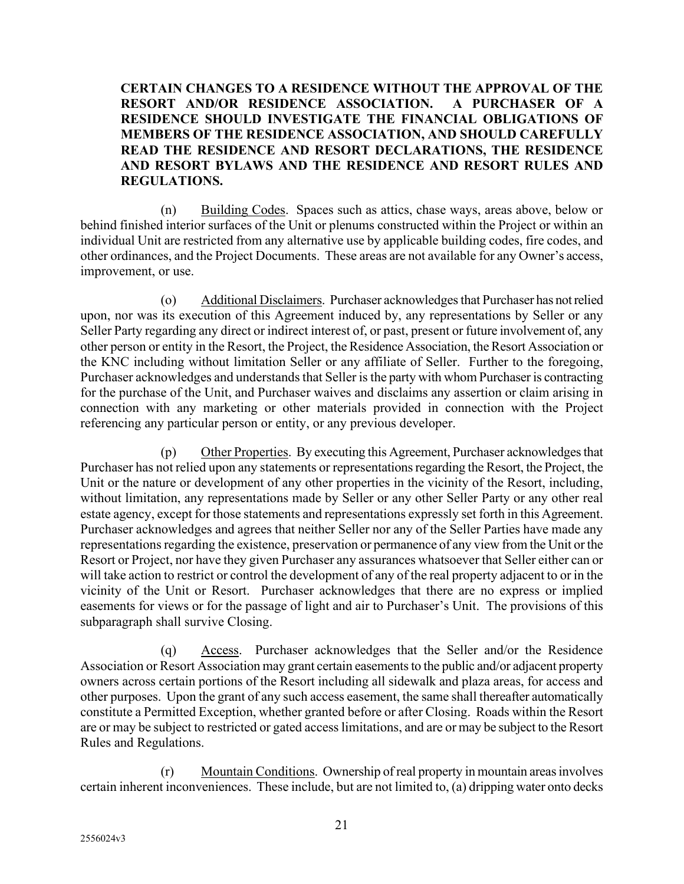**CERTAIN CHANGES TO A RESIDENCE WITHOUT THE APPROVAL OF THE RESORT AND/OR RESIDENCE ASSOCIATION. A PURCHASER OF A RESIDENCE SHOULD INVESTIGATE THE FINANCIAL OBLIGATIONS OF MEMBERS OF THE RESIDENCE ASSOCIATION, AND SHOULD CAREFULLY READ THE RESIDENCE AND RESORT DECLARATIONS, THE RESIDENCE AND RESORT BYLAWS AND THE RESIDENCE AND RESORT RULES AND REGULATIONS.**

(n) Building Codes. Spaces such as attics, chase ways, areas above, below or behind finished interior surfaces of the Unit or plenums constructed within the Project or within an individual Unit are restricted from any alternative use by applicable building codes, fire codes, and other ordinances, and the Project Documents. These areas are not available for any Owner's access, improvement, or use.

(o) Additional Disclaimers. Purchaser acknowledges that Purchaser has not relied upon, nor was its execution of this Agreement induced by, any representations by Seller or any Seller Party regarding any direct or indirect interest of, or past, present or future involvement of, any other person or entity in the Resort, the Project, the Residence Association, the Resort Association or the KNC including without limitation Seller or any affiliate of Seller. Further to the foregoing, Purchaser acknowledges and understands that Seller is the party with whom Purchaser is contracting for the purchase of the Unit, and Purchaser waives and disclaims any assertion or claim arising in connection with any marketing or other materials provided in connection with the Project referencing any particular person or entity, or any previous developer.

(p) Other Properties. By executing this Agreement, Purchaser acknowledges that Purchaser has not relied upon any statements or representations regarding the Resort, the Project, the Unit or the nature or development of any other properties in the vicinity of the Resort, including, without limitation, any representations made by Seller or any other Seller Party or any other real estate agency, except for those statements and representations expressly set forth in this Agreement. Purchaser acknowledges and agrees that neither Seller nor any of the Seller Parties have made any representations regarding the existence, preservation or permanence of any view from the Unit or the Resort or Project, nor have they given Purchaser any assurances whatsoever that Seller either can or will take action to restrict or control the development of any of the real property adjacent to or in the vicinity of the Unit or Resort. Purchaser acknowledges that there are no express or implied easements for views or for the passage of light and air to Purchaser's Unit. The provisions of this subparagraph shall survive Closing.

(q) Access. Purchaser acknowledges that the Seller and/or the Residence Association or Resort Association may grant certain easements to the public and/or adjacent property owners across certain portions of the Resort including all sidewalk and plaza areas, for access and other purposes. Upon the grant of any such access easement, the same shall thereafter automatically constitute a Permitted Exception, whether granted before or after Closing. Roads within the Resort are or may be subject to restricted or gated access limitations, and are or may be subject to the Resort Rules and Regulations.

(r) Mountain Conditions. Ownership of real property in mountain areas involves certain inherent inconveniences. These include, but are not limited to, (a) dripping water onto decks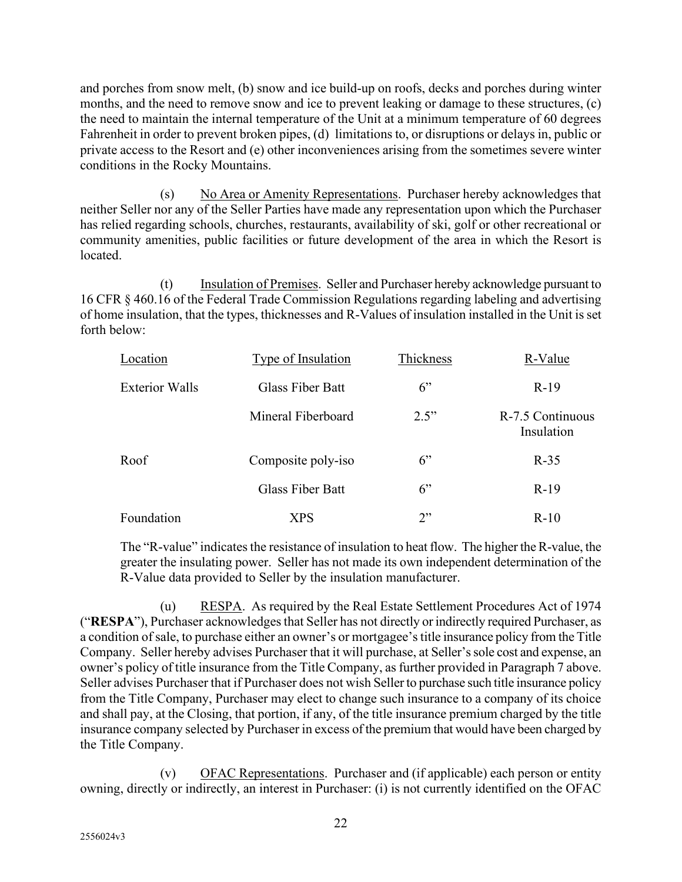and porches from snow melt, (b) snow and ice build-up on roofs, decks and porches during winter months, and the need to remove snow and ice to prevent leaking or damage to these structures, (c) the need to maintain the internal temperature of the Unit at a minimum temperature of 60 degrees Fahrenheit in order to prevent broken pipes, (d) limitations to, or disruptions or delays in, public or private access to the Resort and (e) other inconveniences arising from the sometimes severe winter conditions in the Rocky Mountains.

(s) No Area or Amenity Representations. Purchaser hereby acknowledges that neither Seller nor any of the Seller Parties have made any representation upon which the Purchaser has relied regarding schools, churches, restaurants, availability of ski, golf or other recreational or community amenities, public facilities or future development of the area in which the Resort is located.

(t) Insulation of Premises. Seller and Purchaser hereby acknowledge pursuant to 16 CFR § 460.16 of the Federal Trade Commission Regulations regarding labeling and advertising of home insulation, that the types, thicknesses and R-Values of insulation installed in the Unit is set forth below:

| Location | Type of Insulation | Thickness | R-Value |
|---|---|---|---|
| Exterior Walls | Glass Fiber Batt | 6” | R-19 |
| | Mineral Fiberboard | 2.5” | R-7.5 Continuous Insulation |
| Roof | Composite poly-iso | 6” | R-35 |
| | Glass Fiber Batt | 6” | R-19 |
| Foundation | XPS | 2” | R-10 |

The “R-value” indicates the resistance of insulation to heat flow. The higher the R-value, the greater the insulating power. Seller has not made its own independent determination of the R-Value data provided to Seller by the insulation manufacturer.

(u) RESPA. As required by the Real Estate Settlement Procedures Act of 1974 (“**RESPA**”), Purchaser acknowledges that Seller has not directly or indirectly required Purchaser, as a condition of sale, to purchase either an owner’s or mortgagee’s title insurance policy from the Title Company. Seller hereby advises Purchaser that it will purchase, at Seller’s sole cost and expense, an owner’s policy of title insurance from the Title Company, as further provided in Paragraph 7 above. Seller advises Purchaser that if Purchaser does not wish Seller to purchase such title insurance policy from the Title Company, Purchaser may elect to change such insurance to a company of its choice and shall pay, at the Closing, that portion, if any, of the title insurance premium charged by the title insurance company selected by Purchaser in excess of the premium that would have been charged by the Title Company.

(v) OFAC Representations. Purchaser and (if applicable) each person or entity owning, directly or indirectly, an interest in Purchaser: (i) is not currently identified on the OFAC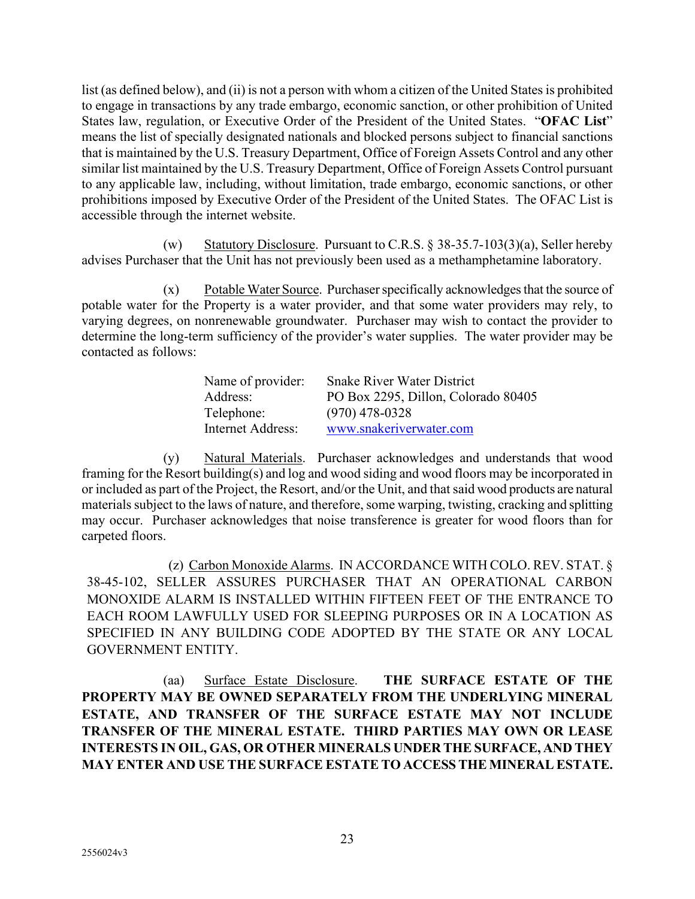list (as defined below), and (ii) is not a person with whom a citizen of the United States is prohibited to engage in transactions by any trade embargo, economic sanction, or other prohibition of United States law, regulation, or Executive Order of the President of the United States. "**OFAC List**" means the list of specially designated nationals and blocked persons subject to financial sanctions that is maintained by the U.S. Treasury Department, Office of Foreign Assets Control and any other similar list maintained by the U.S. Treasury Department, Office of Foreign Assets Control pursuant to any applicable law, including, without limitation, trade embargo, economic sanctions, or other prohibitions imposed by Executive Order of the President of the United States. The OFAC List is accessible through the internet website.

(w) Statutory Disclosure. Pursuant to C.R.S. § 38-35.7-103(3)(a), Seller hereby advises Purchaser that the Unit has not previously been used as a methamphetamine laboratory.

(x) Potable Water Source. Purchaser specifically acknowledges that the source of potable water for the Property is a water provider, and that some water providers may rely, to varying degrees, on nonrenewable groundwater. Purchaser may wish to contact the provider to determine the long-term sufficiency of the provider's water supplies. The water provider may be contacted as follows:

| | |
|---|---|
| Name of provider: | Snake River Water District |
| Address: | PO Box 2295, Dillon, Colorado 80405 |
| Telephone: | (970) 478-0328 |
| Internet Address: | www.snakeriverwater.com |

(y) Natural Materials. Purchaser acknowledges and understands that wood framing for the Resort building(s) and log and wood siding and wood floors may be incorporated in or included as part of the Project, the Resort, and/or the Unit, and that said wood products are natural materials subject to the laws of nature, and therefore, some warping, twisting, cracking and splitting may occur. Purchaser acknowledges that noise transference is greater for wood floors than for carpeted floors.

(z) Carbon Monoxide Alarms. IN ACCORDANCE WITH COLO. REV. STAT. § 38-45-102, SELLER ASSURES PURCHASER THAT AN OPERATIONAL CARBON MONOXIDE ALARM IS INSTALLED WITHIN FIFTEEN FEET OF THE ENTRANCE TO EACH ROOM LAWFULLY USED FOR SLEEPING PURPOSES OR IN A LOCATION AS SPECIFIED IN ANY BUILDING CODE ADOPTED BY THE STATE OR ANY LOCAL GOVERNMENT ENTITY.

(aa) Surface Estate Disclosure. **THE SURFACE ESTATE OF THE PROPERTY MAY BE OWNED SEPARATELY FROM THE UNDERLYING MINERAL ESTATE, AND TRANSFER OF THE SURFACE ESTATE MAY NOT INCLUDE TRANSFER OF THE MINERAL ESTATE. THIRD PARTIES MAY OWN OR LEASE INTERESTS IN OIL, GAS, OR OTHER MINERALS UNDER THE SURFACE, AND THEY MAY ENTER AND USE THE SURFACE ESTATE TO ACCESS THE MINERAL ESTATE.**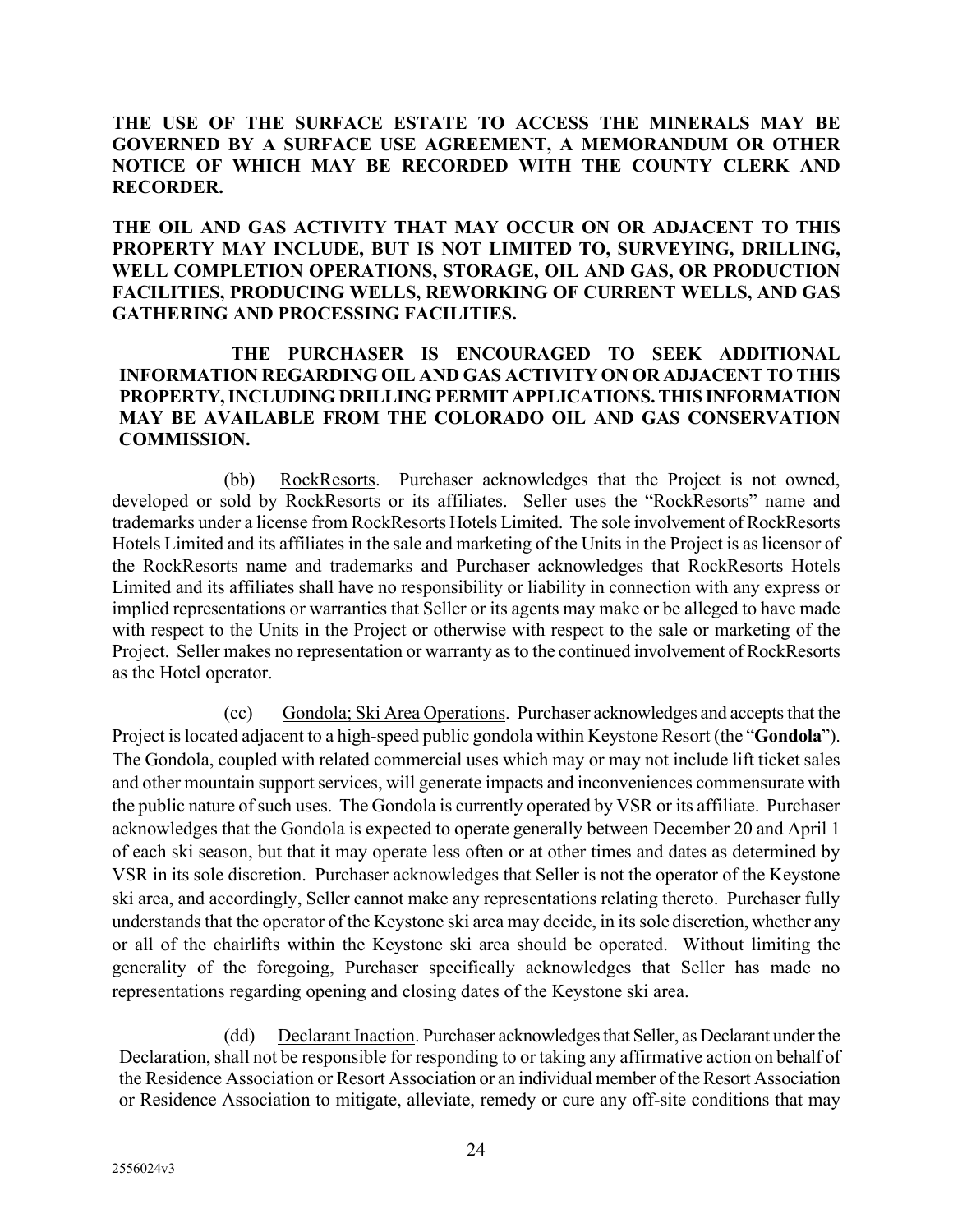**THE USE OF THE SURFACE ESTATE TO ACCESS THE MINERALS MAY BE GOVERNED BY A SURFACE USE AGREEMENT, A MEMORANDUM OR OTHER NOTICE OF WHICH MAY BE RECORDED WITH THE COUNTY CLERK AND RECORDER.**

**THE OIL AND GAS ACTIVITY THAT MAY OCCUR ON OR ADJACENT TO THIS PROPERTY MAY INCLUDE, BUT IS NOT LIMITED TO, SURVEYING, DRILLING, WELL COMPLETION OPERATIONS, STORAGE, OIL AND GAS, OR PRODUCTION FACILITIES, PRODUCING WELLS, REWORKING OF CURRENT WELLS, AND GAS GATHERING AND PROCESSING FACILITIES.**

**THE PURCHASER IS ENCOURAGED TO SEEK ADDITIONAL INFORMATION REGARDING OIL AND GAS ACTIVITY ON OR ADJACENT TO THIS PROPERTY, INCLUDING DRILLING PERMIT APPLICATIONS. THIS INFORMATION MAY BE AVAILABLE FROM THE COLORADO OIL AND GAS CONSERVATION COMMISSION.**

(bb) RockResorts. Purchaser acknowledges that the Project is not owned, developed or sold by RockResorts or its affiliates. Seller uses the "RockResorts" name and trademarks under a license from RockResorts Hotels Limited. The sole involvement of RockResorts Hotels Limited and its affiliates in the sale and marketing of the Units in the Project is as licensor of the RockResorts name and trademarks and Purchaser acknowledges that RockResorts Hotels Limited and its affiliates shall have no responsibility or liability in connection with any express or implied representations or warranties that Seller or its agents may make or be alleged to have made with respect to the Units in the Project or otherwise with respect to the sale or marketing of the Project. Seller makes no representation or warranty as to the continued involvement of RockResorts as the Hotel operator.

(cc) Gondola; Ski Area Operations. Purchaser acknowledges and accepts that the Project is located adjacent to a high-speed public gondola within Keystone Resort (the "**Gondola**"). The Gondola, coupled with related commercial uses which may or may not include lift ticket sales and other mountain support services, will generate impacts and inconveniences commensurate with the public nature of such uses. The Gondola is currently operated by VSR or its affiliate. Purchaser acknowledges that the Gondola is expected to operate generally between December 20 and April 1 of each ski season, but that it may operate less often or at other times and dates as determined by VSR in its sole discretion. Purchaser acknowledges that Seller is not the operator of the Keystone ski area, and accordingly, Seller cannot make any representations relating thereto. Purchaser fully understands that the operator of the Keystone ski area may decide, in its sole discretion, whether any or all of the chairlifts within the Keystone ski area should be operated. Without limiting the generality of the foregoing, Purchaser specifically acknowledges that Seller has made no representations regarding opening and closing dates of the Keystone ski area.

(dd) Declarant Inaction. Purchaser acknowledges that Seller, as Declarant under the Declaration, shall not be responsible for responding to or taking any affirmative action on behalf of the Residence Association or Resort Association or an individual member of the Resort Association or Residence Association to mitigate, alleviate, remedy or cure any off-site conditions that may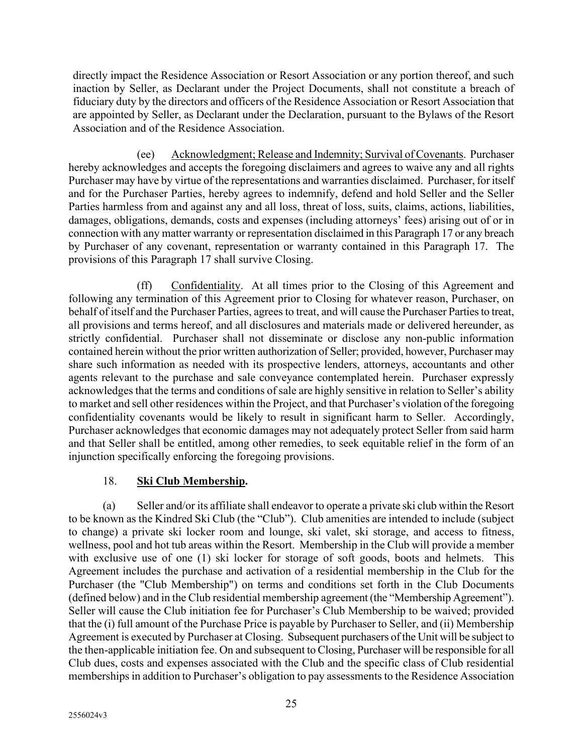directly impact the Residence Association or Resort Association or any portion thereof, and such inaction by Seller, as Declarant under the Project Documents, shall not constitute a breach of fiduciary duty by the directors and officers of the Residence Association or Resort Association that are appointed by Seller, as Declarant under the Declaration, pursuant to the Bylaws of the Resort Association and of the Residence Association.

(ee) Acknowledgment; Release and Indemnity; Survival of Covenants. Purchaser hereby acknowledges and accepts the foregoing disclaimers and agrees to waive any and all rights Purchaser may have by virtue of the representations and warranties disclaimed. Purchaser, for itself and for the Purchaser Parties, hereby agrees to indemnify, defend and hold Seller and the Seller Parties harmless from and against any and all loss, threat of loss, suits, claims, actions, liabilities, damages, obligations, demands, costs and expenses (including attorneys' fees) arising out of or in connection with any matter warranty or representation disclaimed in this Paragraph 17 or any breach by Purchaser of any covenant, representation or warranty contained in this Paragraph 17. The provisions of this Paragraph 17 shall survive Closing.

(ff) Confidentiality. At all times prior to the Closing of this Agreement and following any termination of this Agreement prior to Closing for whatever reason, Purchaser, on behalf of itself and the Purchaser Parties, agrees to treat, and will cause the Purchaser Parties to treat, all provisions and terms hereof, and all disclosures and materials made or delivered hereunder, as strictly confidential. Purchaser shall not disseminate or disclose any non-public information contained herein without the prior written authorization of Seller; provided, however, Purchaser may share such information as needed with its prospective lenders, attorneys, accountants and other agents relevant to the purchase and sale conveyance contemplated herein. Purchaser expressly acknowledges that the terms and conditions of sale are highly sensitive in relation to Seller's ability to market and sell other residences within the Project, and that Purchaser's violation of the foregoing confidentiality covenants would be likely to result in significant harm to Seller. Accordingly, Purchaser acknowledges that economic damages may not adequately protect Seller from said harm and that Seller shall be entitled, among other remedies, to seek equitable relief in the form of an injunction specifically enforcing the foregoing provisions.

18. **Ski Club Membership.**

(a) Seller and/or its affiliate shall endeavor to operate a private ski club within the Resort to be known as the Kindred Ski Club (the "Club"). Club amenities are intended to include (subject to change) a private ski locker room and lounge, ski valet, ski storage, and access to fitness, wellness, pool and hot tub areas within the Resort. Membership in the Club will provide a member with exclusive use of one (1) ski locker for storage of soft goods, boots and helmets. This Agreement includes the purchase and activation of a residential membership in the Club for the Purchaser (the "Club Membership") on terms and conditions set forth in the Club Documents (defined below) and in the Club residential membership agreement (the "Membership Agreement"). Seller will cause the Club initiation fee for Purchaser's Club Membership to be waived; provided that the (i) full amount of the Purchase Price is payable by Purchaser to Seller, and (ii) Membership Agreement is executed by Purchaser at Closing. Subsequent purchasers of the Unit will be subject to the then-applicable initiation fee. On and subsequent to Closing, Purchaser will be responsible for all Club dues, costs and expenses associated with the Club and the specific class of Club residential memberships in addition to Purchaser's obligation to pay assessments to the Residence Association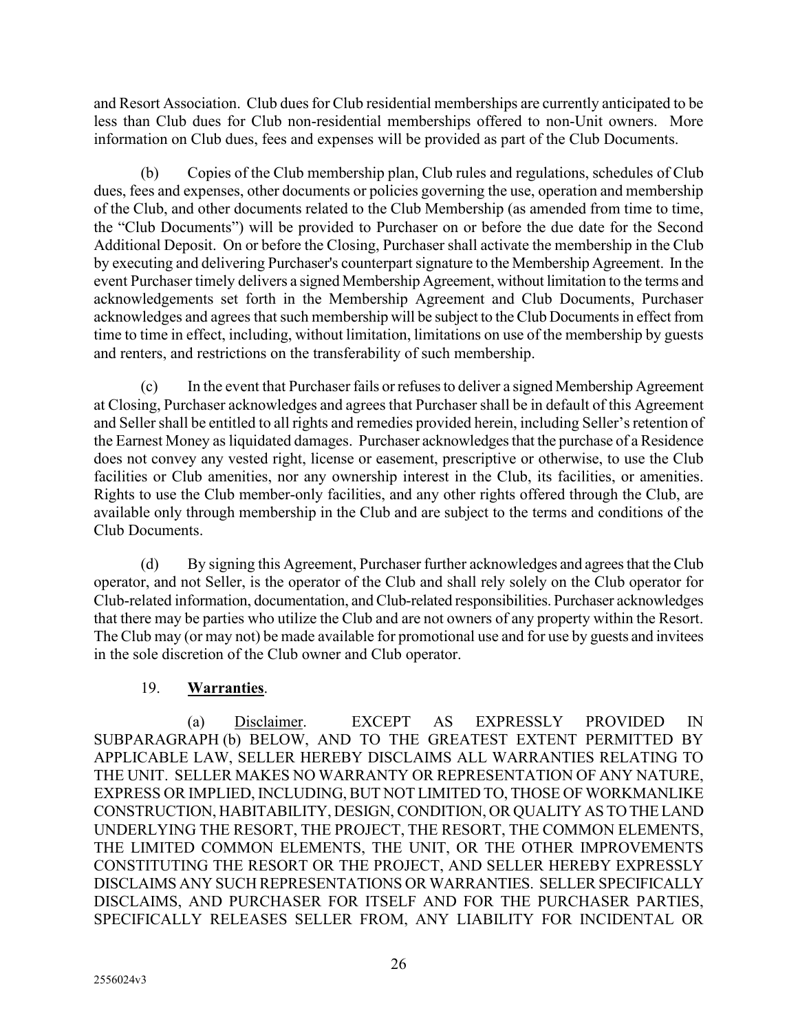and Resort Association. Club dues for Club residential memberships are currently anticipated to be less than Club dues for Club non-residential memberships offered to non-Unit owners. More information on Club dues, fees and expenses will be provided as part of the Club Documents.

(b) Copies of the Club membership plan, Club rules and regulations, schedules of Club dues, fees and expenses, other documents or policies governing the use, operation and membership of the Club, and other documents related to the Club Membership (as amended from time to time, the "Club Documents") will be provided to Purchaser on or before the due date for the Second Additional Deposit. On or before the Closing, Purchaser shall activate the membership in the Club by executing and delivering Purchaser's counterpart signature to the Membership Agreement. In the event Purchaser timely delivers a signed Membership Agreement, without limitation to the terms and acknowledgements set forth in the Membership Agreement and Club Documents, Purchaser acknowledges and agrees that such membership will be subject to the Club Documents in effect from time to time in effect, including, without limitation, limitations on use of the membership by guests and renters, and restrictions on the transferability of such membership.

(c) In the event that Purchaser fails or refuses to deliver a signed Membership Agreement at Closing, Purchaser acknowledges and agrees that Purchaser shall be in default of this Agreement and Seller shall be entitled to all rights and remedies provided herein, including Seller's retention of the Earnest Money as liquidated damages. Purchaser acknowledges that the purchase of a Residence does not convey any vested right, license or easement, prescriptive or otherwise, to use the Club facilities or Club amenities, nor any ownership interest in the Club, its facilities, or amenities. Rights to use the Club member-only facilities, and any other rights offered through the Club, are available only through membership in the Club and are subject to the terms and conditions of the Club Documents.

(d) By signing this Agreement, Purchaser further acknowledges and agrees that the Club operator, and not Seller, is the operator of the Club and shall rely solely on the Club operator for Club-related information, documentation, and Club-related responsibilities. Purchaser acknowledges that there may be parties who utilize the Club and are not owners of any property within the Resort. The Club may (or may not) be made available for promotional use and for use by guests and invitees in the sole discretion of the Club owner and Club operator.

19. **Warranties**.

(a) Disclaimer. EXCEPT AS EXPRESSLY PROVIDED IN SUBPARAGRAPH (b) BELOW, AND TO THE GREATEST EXTENT PERMITTED BY APPLICABLE LAW, SELLER HEREBY DISCLAIMS ALL WARRANTIES RELATING TO THE UNIT. SELLER MAKES NO WARRANTY OR REPRESENTATION OF ANY NATURE, EXPRESS OR IMPLIED, INCLUDING, BUT NOT LIMITED TO, THOSE OF WORKMANLIKE CONSTRUCTION, HABITABILITY, DESIGN, CONDITION, OR QUALITY AS TO THE LAND UNDERLYING THE RESORT, THE PROJECT, THE RESORT, THE COMMON ELEMENTS, THE LIMITED COMMON ELEMENTS, THE UNIT, OR THE OTHER IMPROVEMENTS CONSTITUTING THE RESORT OR THE PROJECT, AND SELLER HEREBY EXPRESSLY DISCLAIMS ANY SUCH REPRESENTATIONS OR WARRANTIES. SELLER SPECIFICALLY DISCLAIMS, AND PURCHASER FOR ITSELF AND FOR THE PURCHASER PARTIES, SPECIFICALLY RELEASES SELLER FROM, ANY LIABILITY FOR INCIDENTAL OR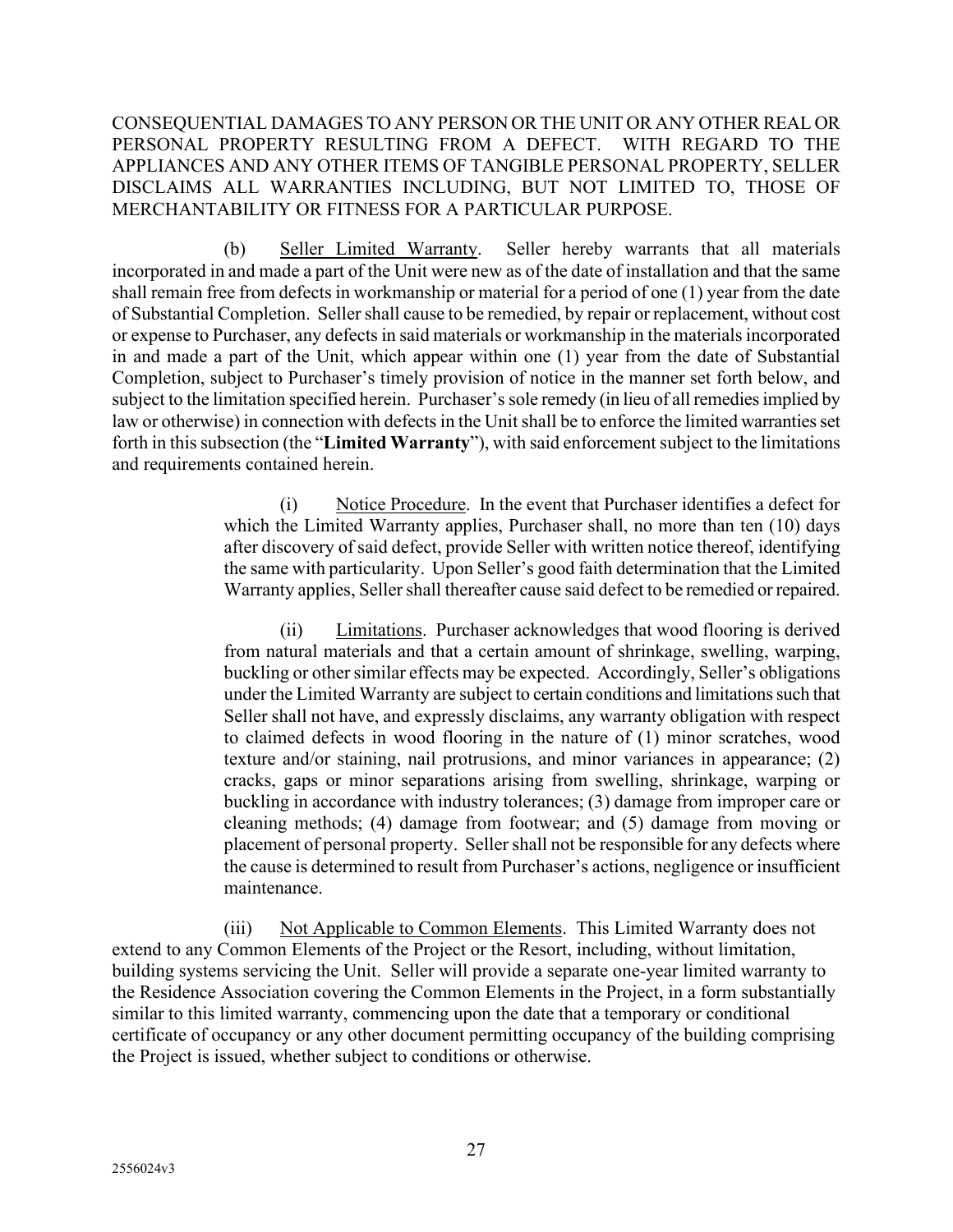CONSEQUENTIAL DAMAGES TO ANY PERSON OR THE UNIT OR ANY OTHER REAL OR PERSONAL PROPERTY RESULTING FROM A DEFECT. WITH REGARD TO THE APPLIANCES AND ANY OTHER ITEMS OF TANGIBLE PERSONAL PROPERTY, SELLER DISCLAIMS ALL WARRANTIES INCLUDING, BUT NOT LIMITED TO, THOSE OF MERCHANTABILITY OR FITNESS FOR A PARTICULAR PURPOSE.

(b) Seller Limited Warranty. Seller hereby warrants that all materials incorporated in and made a part of the Unit were new as of the date of installation and that the same shall remain free from defects in workmanship or material for a period of one (1) year from the date of Substantial Completion. Seller shall cause to be remedied, by repair or replacement, without cost or expense to Purchaser, any defects in said materials or workmanship in the materials incorporated in and made a part of the Unit, which appear within one (1) year from the date of Substantial Completion, subject to Purchaser's timely provision of notice in the manner set forth below, and subject to the limitation specified herein. Purchaser's sole remedy (in lieu of all remedies implied by law or otherwise) in connection with defects in the Unit shall be to enforce the limited warranties set forth in this subsection (the "**Limited Warranty**"), with said enforcement subject to the limitations and requirements contained herein.

(i) Notice Procedure. In the event that Purchaser identifies a defect for which the Limited Warranty applies, Purchaser shall, no more than ten (10) days after discovery of said defect, provide Seller with written notice thereof, identifying the same with particularity. Upon Seller's good faith determination that the Limited Warranty applies, Seller shall thereafter cause said defect to be remedied or repaired.

(ii) Limitations. Purchaser acknowledges that wood flooring is derived from natural materials and that a certain amount of shrinkage, swelling, warping, buckling or other similar effects may be expected. Accordingly, Seller's obligations under the Limited Warranty are subject to certain conditions and limitations such that Seller shall not have, and expressly disclaims, any warranty obligation with respect to claimed defects in wood flooring in the nature of (1) minor scratches, wood texture and/or staining, nail protrusions, and minor variances in appearance; (2) cracks, gaps or minor separations arising from swelling, shrinkage, warping or buckling in accordance with industry tolerances; (3) damage from improper care or cleaning methods; (4) damage from footwear; and (5) damage from moving or placement of personal property. Seller shall not be responsible for any defects where the cause is determined to result from Purchaser's actions, negligence or insufficient maintenance.

(iii) Not Applicable to Common Elements. This Limited Warranty does not extend to any Common Elements of the Project or the Resort, including, without limitation, building systems servicing the Unit. Seller will provide a separate one-year limited warranty to the Residence Association covering the Common Elements in the Project, in a form substantially similar to this limited warranty, commencing upon the date that a temporary or conditional certificate of occupancy or any other document permitting occupancy of the building comprising the Project is issued, whether subject to conditions or otherwise.

2556024v3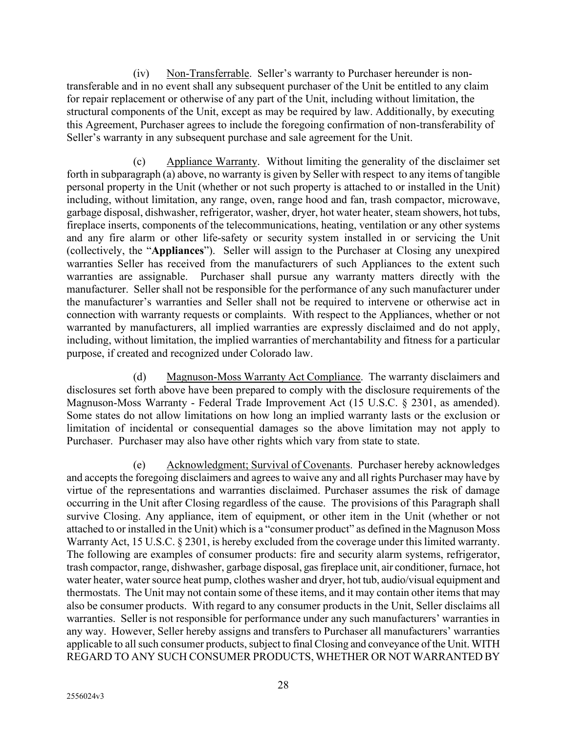(iv) Non-Transferrable. Seller's warranty to Purchaser hereunder is non-transferable and in no event shall any subsequent purchaser of the Unit be entitled to any claim for repair replacement or otherwise of any part of the Unit, including without limitation, the structural components of the Unit, except as may be required by law. Additionally, by executing this Agreement, Purchaser agrees to include the foregoing confirmation of non-transferability of Seller's warranty in any subsequent purchase and sale agreement for the Unit.

(c) Appliance Warranty. Without limiting the generality of the disclaimer set forth in subparagraph (a) above, no warranty is given by Seller with respect to any items of tangible personal property in the Unit (whether or not such property is attached to or installed in the Unit) including, without limitation, any range, oven, range hood and fan, trash compactor, microwave, garbage disposal, dishwasher, refrigerator, washer, dryer, hot water heater, steam showers, hot tubs, fireplace inserts, components of the telecommunications, heating, ventilation or any other systems and any fire alarm or other life-safety or security system installed in or servicing the Unit (collectively, the "**Appliances**"). Seller will assign to the Purchaser at Closing any unexpired warranties Seller has received from the manufacturers of such Appliances to the extent such warranties are assignable. Purchaser shall pursue any warranty matters directly with the manufacturer. Seller shall not be responsible for the performance of any such manufacturer under the manufacturer's warranties and Seller shall not be required to intervene or otherwise act in connection with warranty requests or complaints. With respect to the Appliances, whether or not warranted by manufacturers, all implied warranties are expressly disclaimed and do not apply, including, without limitation, the implied warranties of merchantability and fitness for a particular purpose, if created and recognized under Colorado law.

(d) Magnuson-Moss Warranty Act Compliance. The warranty disclaimers and disclosures set forth above have been prepared to comply with the disclosure requirements of the Magnuson-Moss Warranty - Federal Trade Improvement Act (15 U.S.C. § 2301, as amended). Some states do not allow limitations on how long an implied warranty lasts or the exclusion or limitation of incidental or consequential damages so the above limitation may not apply to Purchaser. Purchaser may also have other rights which vary from state to state.

(e) Acknowledgment; Survival of Covenants. Purchaser hereby acknowledges and accepts the foregoing disclaimers and agrees to waive any and all rights Purchaser may have by virtue of the representations and warranties disclaimed. Purchaser assumes the risk of damage occurring in the Unit after Closing regardless of the cause. The provisions of this Paragraph shall survive Closing. Any appliance, item of equipment, or other item in the Unit (whether or not attached to or installed in the Unit) which is a "consumer product" as defined in the Magnuson Moss Warranty Act, 15 U.S.C. § 2301, is hereby excluded from the coverage under this limited warranty. The following are examples of consumer products: fire and security alarm systems, refrigerator, trash compactor, range, dishwasher, garbage disposal, gas fireplace unit, air conditioner, furnace, hot water heater, water source heat pump, clothes washer and dryer, hot tub, audio/visual equipment and thermostats. The Unit may not contain some of these items, and it may contain other items that may also be consumer products. With regard to any consumer products in the Unit, Seller disclaims all warranties. Seller is not responsible for performance under any such manufacturers' warranties in any way. However, Seller hereby assigns and transfers to Purchaser all manufacturers' warranties applicable to all such consumer products, subject to final Closing and conveyance of the Unit. WITH REGARD TO ANY SUCH CONSUMER PRODUCTS, WHETHER OR NOT WARRANTED BY

2556024v3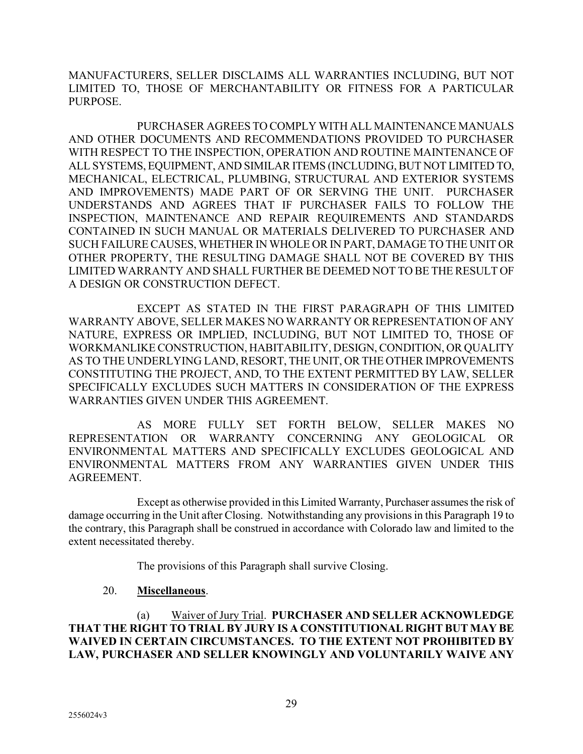MANUFACTURERS, SELLER DISCLAIMS ALL WARRANTIES INCLUDING, BUT NOT LIMITED TO, THOSE OF MERCHANTABILITY OR FITNESS FOR A PARTICULAR PURPOSE.

PURCHASER AGREES TO COMPLY WITH ALL MAINTENANCE MANUALS AND OTHER DOCUMENTS AND RECOMMENDATIONS PROVIDED TO PURCHASER WITH RESPECT TO THE INSPECTION, OPERATION AND ROUTINE MAINTENANCE OF ALL SYSTEMS, EQUIPMENT, AND SIMILAR ITEMS (INCLUDING, BUT NOT LIMITED TO, MECHANICAL, ELECTRICAL, PLUMBING, STRUCTURAL AND EXTERIOR SYSTEMS AND IMPROVEMENTS) MADE PART OF OR SERVING THE UNIT. PURCHASER UNDERSTANDS AND AGREES THAT IF PURCHASER FAILS TO FOLLOW THE INSPECTION, MAINTENANCE AND REPAIR REQUIREMENTS AND STANDARDS CONTAINED IN SUCH MANUAL OR MATERIALS DELIVERED TO PURCHASER AND SUCH FAILURE CAUSES, WHETHER IN WHOLE OR IN PART, DAMAGE TO THE UNIT OR OTHER PROPERTY, THE RESULTING DAMAGE SHALL NOT BE COVERED BY THIS LIMITED WARRANTY AND SHALL FURTHER BE DEEMED NOT TO BE THE RESULT OF A DESIGN OR CONSTRUCTION DEFECT.

EXCEPT AS STATED IN THE FIRST PARAGRAPH OF THIS LIMITED WARRANTY ABOVE, SELLER MAKES NO WARRANTY OR REPRESENTATION OF ANY NATURE, EXPRESS OR IMPLIED, INCLUDING, BUT NOT LIMITED TO, THOSE OF WORKMANLIKE CONSTRUCTION, HABITABILITY, DESIGN, CONDITION, OR QUALITY AS TO THE UNDERLYING LAND, RESORT, THE UNIT, OR THE OTHER IMPROVEMENTS CONSTITUTING THE PROJECT, AND, TO THE EXTENT PERMITTED BY LAW, SELLER SPECIFICALLY EXCLUDES SUCH MATTERS IN CONSIDERATION OF THE EXPRESS WARRANTIES GIVEN UNDER THIS AGREEMENT.

AS MORE FULLY SET FORTH BELOW, SELLER MAKES NO REPRESENTATION OR WARRANTY CONCERNING ANY GEOLOGICAL OR ENVIRONMENTAL MATTERS AND SPECIFICALLY EXCLUDES GEOLOGICAL AND ENVIRONMENTAL MATTERS FROM ANY WARRANTIES GIVEN UNDER THIS AGREEMENT.

Except as otherwise provided in this Limited Warranty, Purchaser assumes the risk of damage occurring in the Unit after Closing. Notwithstanding any provisions in this Paragraph 19 to the contrary, this Paragraph shall be construed in accordance with Colorado law and limited to the extent necessitated thereby.

The provisions of this Paragraph shall survive Closing.

20. **Miscellaneous**.

(a) Waiver of Jury Trial. **PURCHASER AND SELLER ACKNOWLEDGE THAT THE RIGHT TO TRIAL BY JURY IS A CONSTITUTIONAL RIGHT BUT MAY BE WAIVED IN CERTAIN CIRCUMSTANCES. TO THE EXTENT NOT PROHIBITED BY LAW, PURCHASER AND SELLER KNOWINGLY AND VOLUNTARILY WAIVE ANY**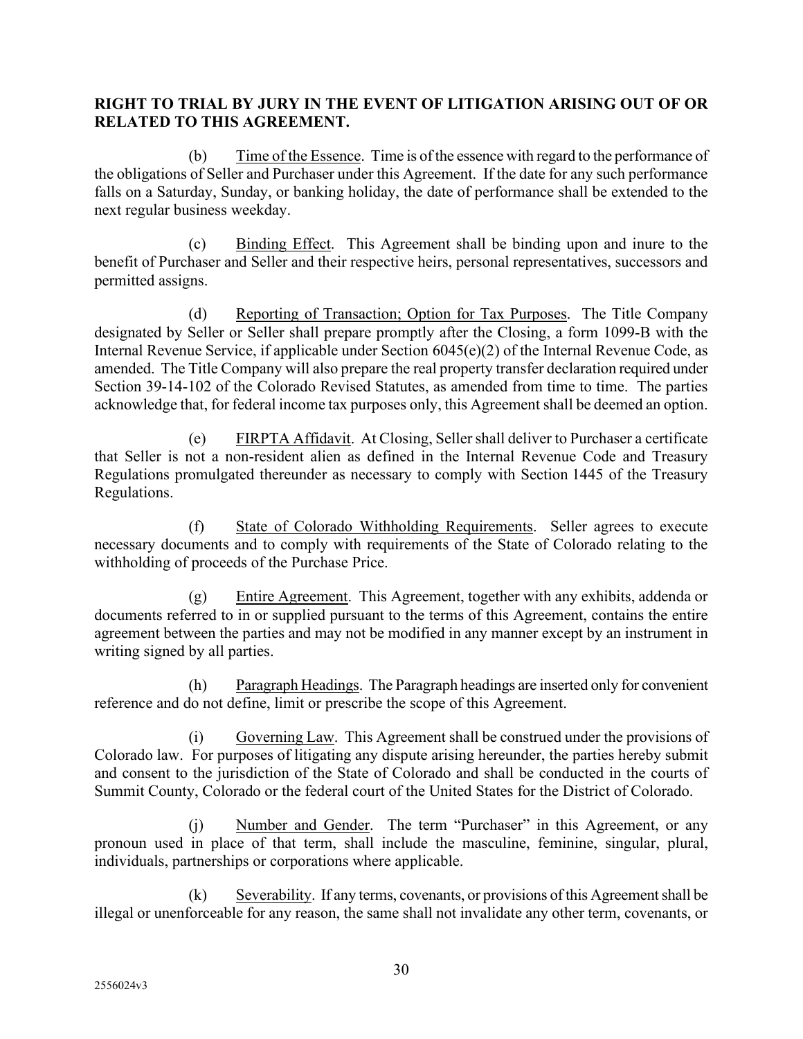**RIGHT TO TRIAL BY JURY IN THE EVENT OF LITIGATION ARISING OUT OF OR RELATED TO THIS AGREEMENT.**

(b) Time of the Essence. Time is of the essence with regard to the performance of the obligations of Seller and Purchaser under this Agreement. If the date for any such performance falls on a Saturday, Sunday, or banking holiday, the date of performance shall be extended to the next regular business weekday.

(c) Binding Effect. This Agreement shall be binding upon and inure to the benefit of Purchaser and Seller and their respective heirs, personal representatives, successors and permitted assigns.

(d) Reporting of Transaction; Option for Tax Purposes. The Title Company designated by Seller or Seller shall prepare promptly after the Closing, a form 1099-B with the Internal Revenue Service, if applicable under Section 6045(e)(2) of the Internal Revenue Code, as amended. The Title Company will also prepare the real property transfer declaration required under Section 39-14-102 of the Colorado Revised Statutes, as amended from time to time. The parties acknowledge that, for federal income tax purposes only, this Agreement shall be deemed an option.

(e) FIRPTA Affidavit. At Closing, Seller shall deliver to Purchaser a certificate that Seller is not a non-resident alien as defined in the Internal Revenue Code and Treasury Regulations promulgated thereunder as necessary to comply with Section 1445 of the Treasury Regulations.

(f) State of Colorado Withholding Requirements. Seller agrees to execute necessary documents and to comply with requirements of the State of Colorado relating to the withholding of proceeds of the Purchase Price.

(g) Entire Agreement. This Agreement, together with any exhibits, addenda or documents referred to in or supplied pursuant to the terms of this Agreement, contains the entire agreement between the parties and may not be modified in any manner except by an instrument in writing signed by all parties.

(h) Paragraph Headings. The Paragraph headings are inserted only for convenient reference and do not define, limit or prescribe the scope of this Agreement.

(i) Governing Law. This Agreement shall be construed under the provisions of Colorado law. For purposes of litigating any dispute arising hereunder, the parties hereby submit and consent to the jurisdiction of the State of Colorado and shall be conducted in the courts of Summit County, Colorado or the federal court of the United States for the District of Colorado.

(j) Number and Gender. The term "Purchaser" in this Agreement, or any pronoun used in place of that term, shall include the masculine, feminine, singular, plural, individuals, partnerships or corporations where applicable.

(k) Severability. If any terms, covenants, or provisions of this Agreement shall be illegal or unenforceable for any reason, the same shall not invalidate any other term, covenants, or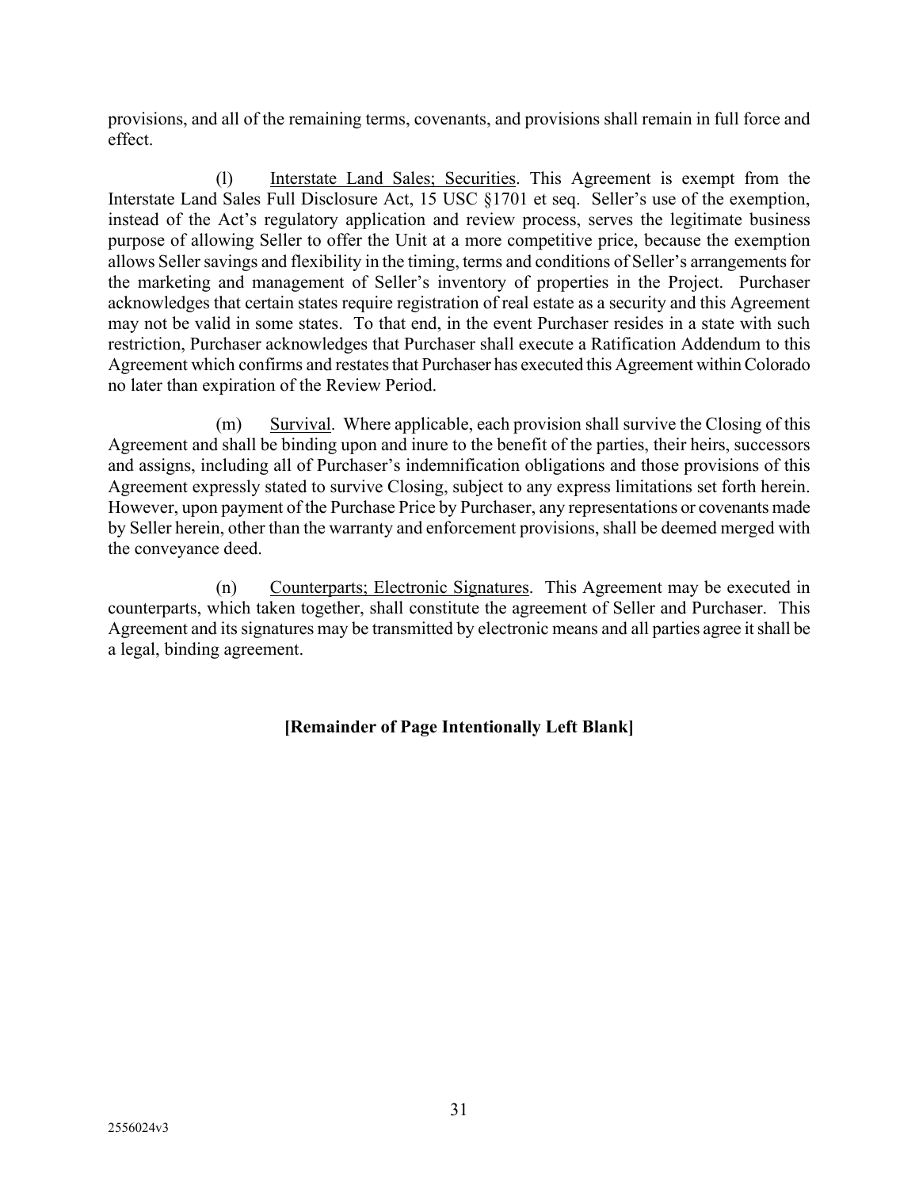provisions, and all of the remaining terms, covenants, and provisions shall remain in full force and effect.

(l) Interstate Land Sales; Securities. This Agreement is exempt from the Interstate Land Sales Full Disclosure Act, 15 USC §1701 et seq. Seller's use of the exemption, instead of the Act's regulatory application and review process, serves the legitimate business purpose of allowing Seller to offer the Unit at a more competitive price, because the exemption allows Seller savings and flexibility in the timing, terms and conditions of Seller's arrangements for the marketing and management of Seller's inventory of properties in the Project. Purchaser acknowledges that certain states require registration of real estate as a security and this Agreement may not be valid in some states. To that end, in the event Purchaser resides in a state with such restriction, Purchaser acknowledges that Purchaser shall execute a Ratification Addendum to this Agreement which confirms and restates that Purchaser has executed this Agreement within Colorado no later than expiration of the Review Period.

(m) Survival. Where applicable, each provision shall survive the Closing of this Agreement and shall be binding upon and inure to the benefit of the parties, their heirs, successors and assigns, including all of Purchaser's indemnification obligations and those provisions of this Agreement expressly stated to survive Closing, subject to any express limitations set forth herein. However, upon payment of the Purchase Price by Purchaser, any representations or covenants made by Seller herein, other than the warranty and enforcement provisions, shall be deemed merged with the conveyance deed.

(n) Counterparts; Electronic Signatures. This Agreement may be executed in counterparts, which taken together, shall constitute the agreement of Seller and Purchaser. This Agreement and its signatures may be transmitted by electronic means and all parties agree it shall be a legal, binding agreement.

**[Remainder of Page Intentionally Left Blank]**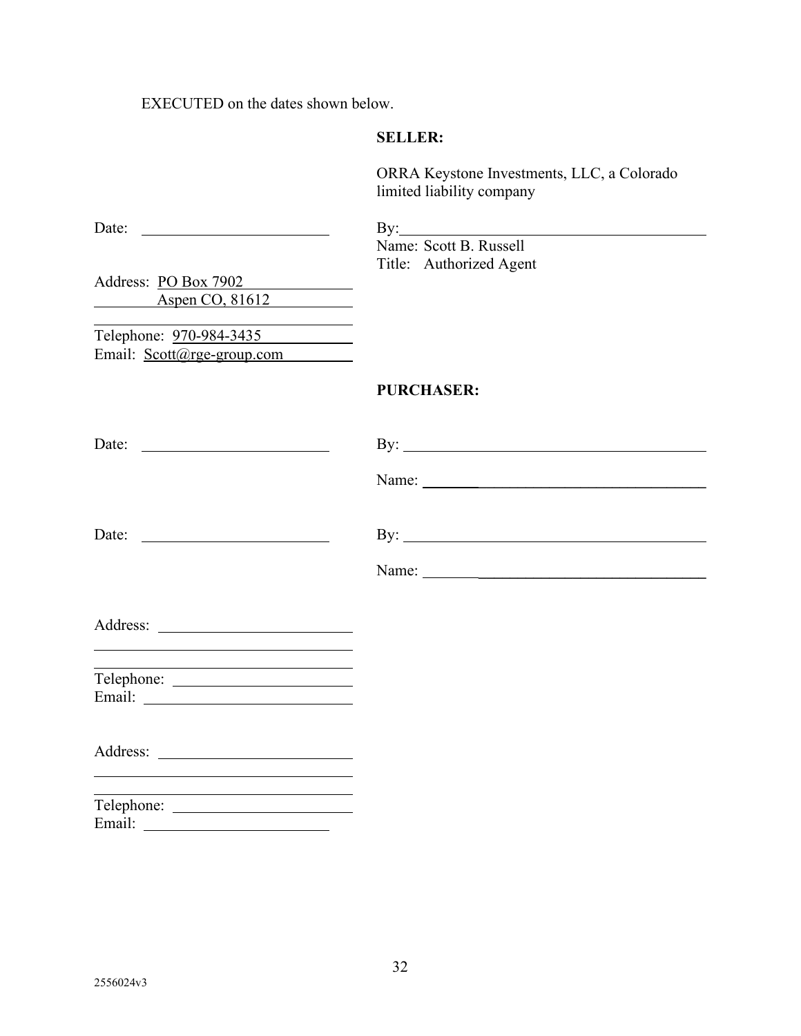EXECUTED on the dates shown below.

**SELLER:**

ORRA Keystone Investments, LLC, a Colorado limited liability company

Date: ______________________

By: ________________________________________
Name: Scott B. Russell
Title: Authorized Agent

Address: PO Box 7902
Aspen CO, 81612

Telephone: 970-984-3435
Email: Scott@rge-group.com

**PURCHASER:**

Date: ______________________

By: ________________________________________

Name: ________________________________________

Date: ______________________

By: ________________________________________

Name: ________________________________________

Address: ______________________

______________________

Telephone: ______________________
Email: ______________________

Address: ______________________

______________________

Telephone: ______________________
Email: ______________________

2556024v3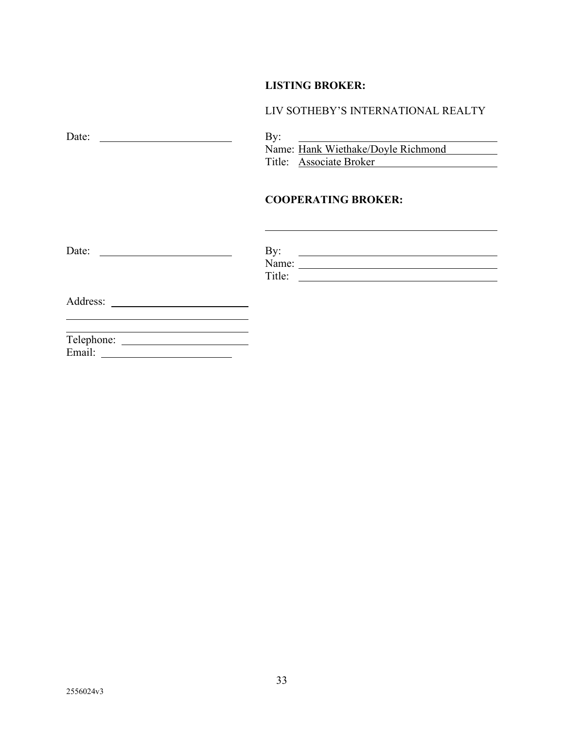**LISTING BROKER:**

LIV SOTHEBY'S INTERNATIONAL REALTY

Date: ______________________

By: ________________________________
Name: Hank Wiethake/Doyle Richmond
Title: Associate Broker

**COOPERATING BROKER:**

________________________________

Date: ______________________

By: ________________________________
Name: ________________________________
Title: ________________________________

Address: ______________________
________________________________
________________________________
Telephone: ______________________
Email: ______________________

2556024v3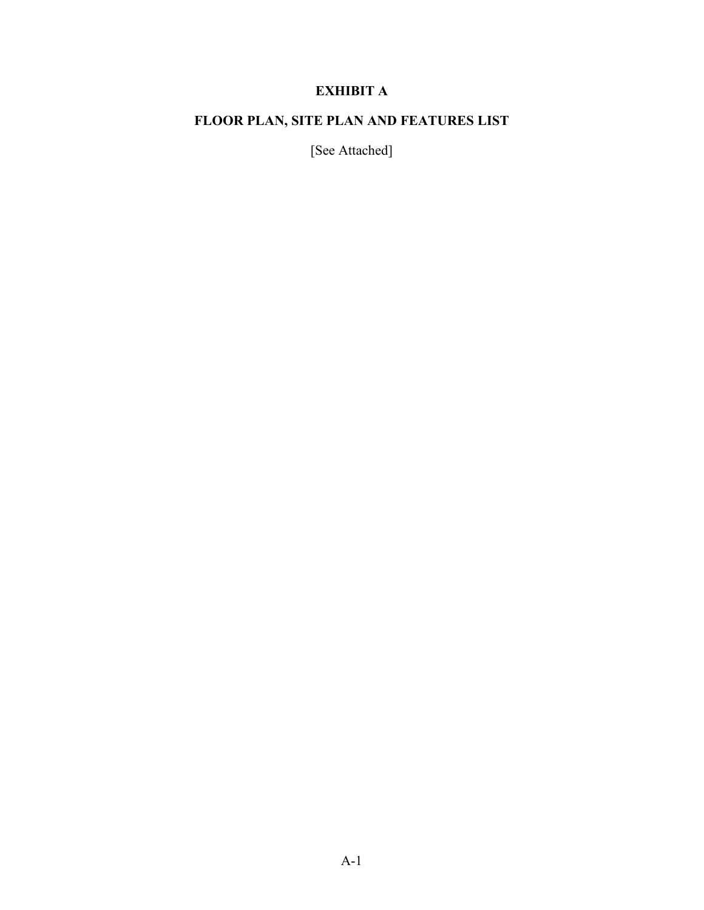# EXHIBIT A

## FLOOR PLAN, SITE PLAN AND FEATURES LIST

[See Attached]